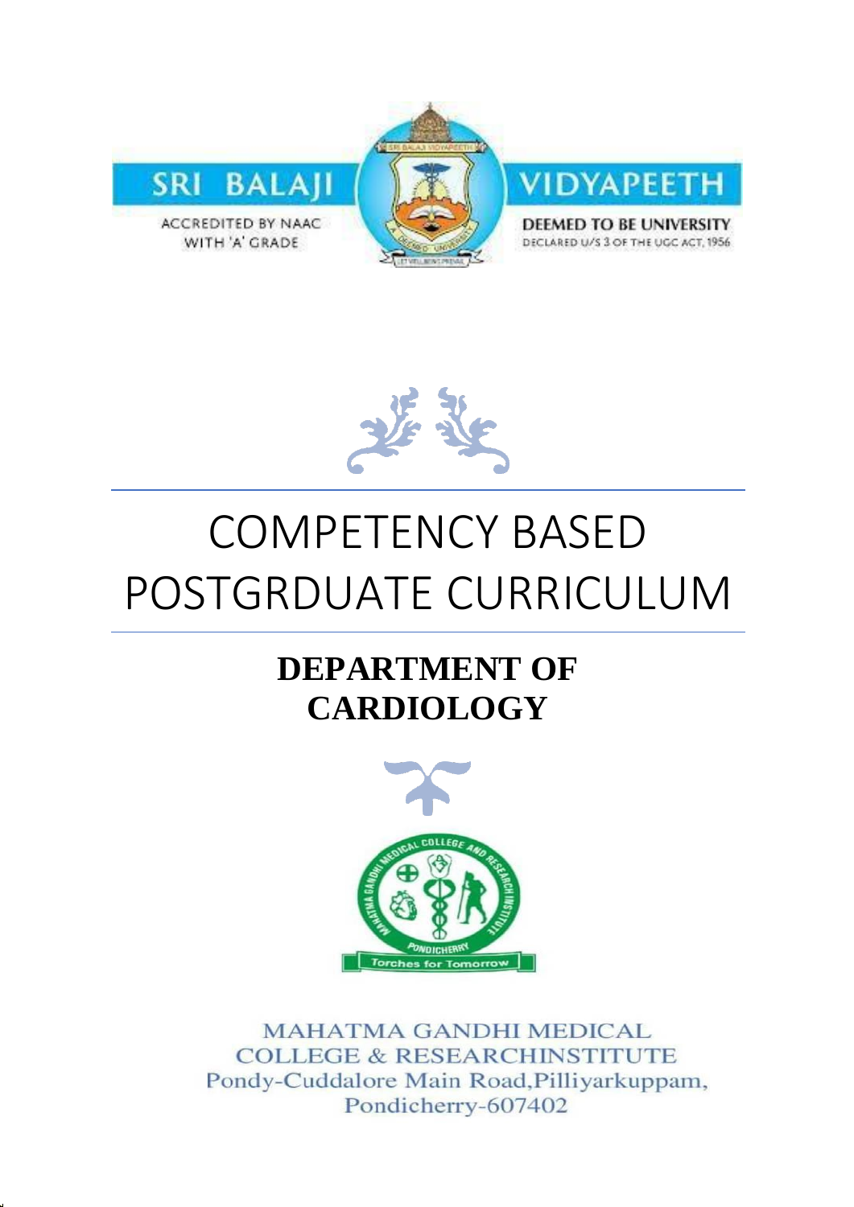SRI BALAJI VIDYAPEETH

ACCREDITED BY NAAC WITH 'A' GRADE

DEEMED TO BE UNIVERSITY

DECLARED U/S 3 OF THE UGC ACT, 1956

# COMPETENCY BASED POSTGRDUATE CURRICULUM

## DEPARTMENT OF CARDIOLOGY

MAHATMA GANDHI MEDICAL COLLEGE & RESEARCHINSTITUTE

Pondy-Cuddalore Main Road,Pilliyarkuppam,

Pondicherry-607402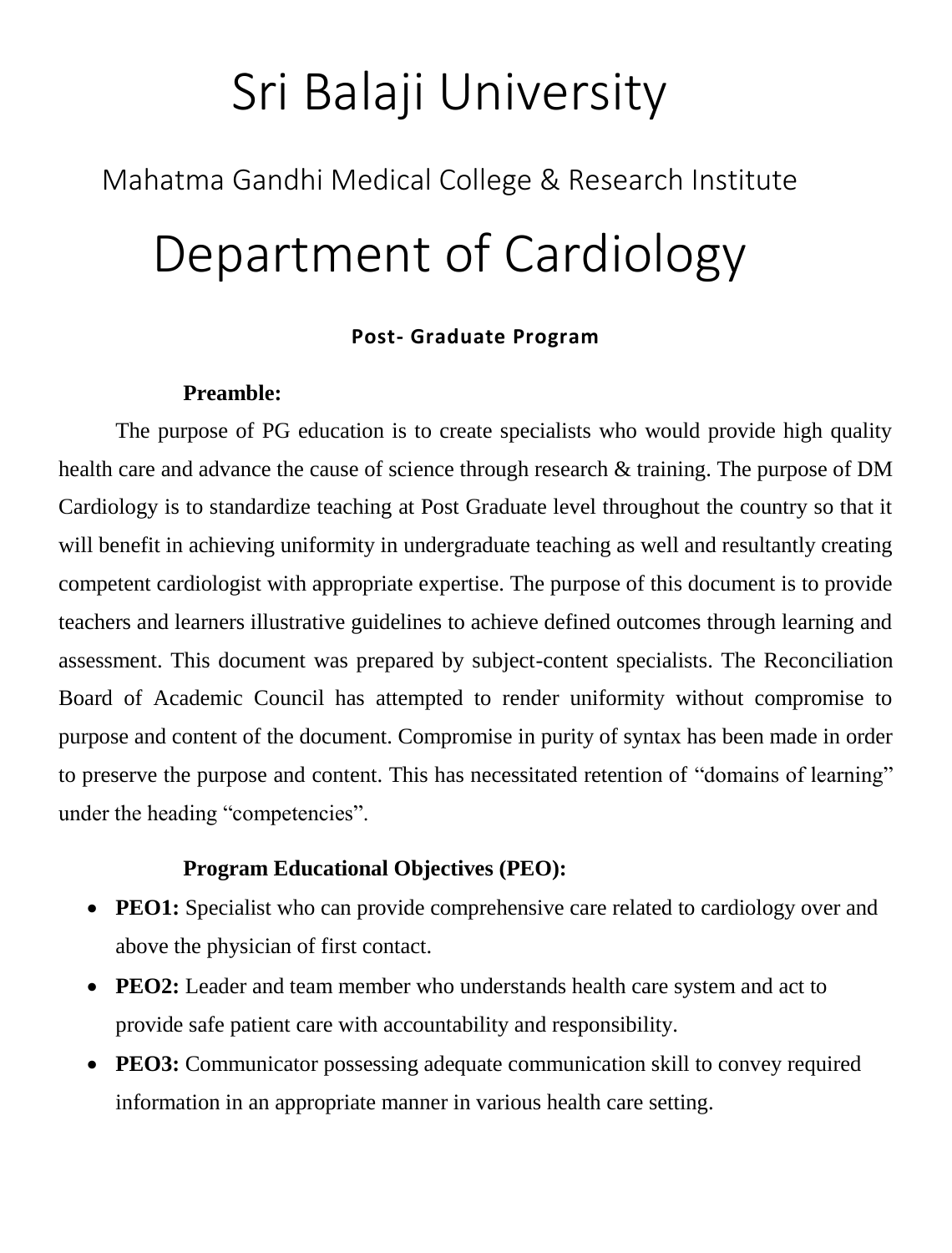# Sri Balaji University

## Mahatma Gandhi Medical College & Research Institute

# Department of Cardiology

**Post- Graduate Program**

**Preamble:**

The purpose of PG education is to create specialists who would provide high quality health care and advance the cause of science through research & training. The purpose of DM Cardiology is to standardize teaching at Post Graduate level throughout the country so that it will benefit in achieving uniformity in undergraduate teaching as well and resultantly creating competent cardiologist with appropriate expertise. The purpose of this document is to provide teachers and learners illustrative guidelines to achieve defined outcomes through learning and assessment. This document was prepared by subject-content specialists. The Reconciliation Board of Academic Council has attempted to render uniformity without compromise to purpose and content of the document. Compromise in purity of syntax has been made in order to preserve the purpose and content. This has necessitated retention of "domains of learning" under the heading "competencies".

**Program Educational Objectives (PEO):**

- **PEO1:** Specialist who can provide comprehensive care related to cardiology over and above the physician of first contact.
- **PEO2:** Leader and team member who understands health care system and act to provide safe patient care with accountability and responsibility.
- **PEO3:** Communicator possessing adequate communication skill to convey required information in an appropriate manner in various health care setting.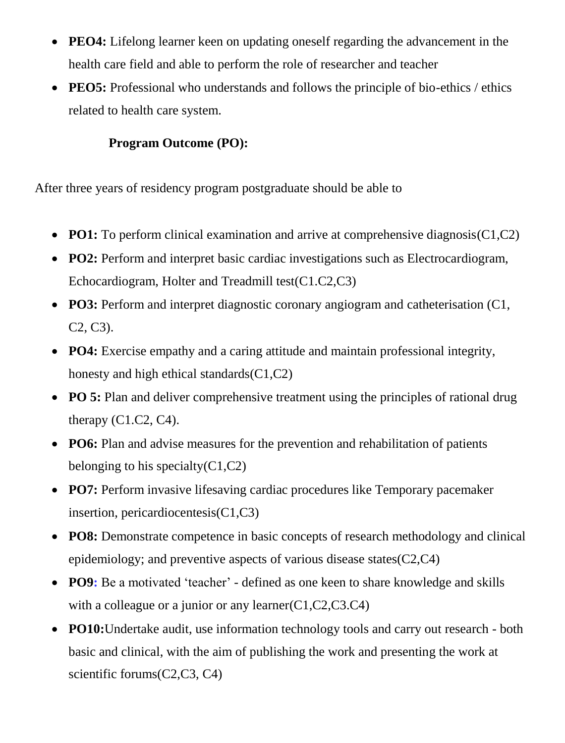- **PEO4:** Lifelong learner keen on updating oneself regarding the advancement in the health care field and able to perform the role of researcher and teacher
- **PEO5:** Professional who understands and follows the principle of bio-ethics / ethics related to health care system.

**Program Outcome (PO):**

After three years of residency program postgraduate should be able to

- **PO1:** To perform clinical examination and arrive at comprehensive diagnosis(C1,C2)
- **PO2:** Perform and interpret basic cardiac investigations such as Electrocardiogram, Echocardiogram, Holter and Treadmill test(C1.C2,C3)
- **PO3:** Perform and interpret diagnostic coronary angiogram and catheterisation (C1, C2, C3).
- **PO4:** Exercise empathy and a caring attitude and maintain professional integrity, honesty and high ethical standards(C1,C2)
- **PO 5:** Plan and deliver comprehensive treatment using the principles of rational drug therapy (C1.C2, C4).
- **PO6:** Plan and advise measures for the prevention and rehabilitation of patients belonging to his specialty(C1,C2)
- **PO7:** Perform invasive lifesaving cardiac procedures like Temporary pacemaker insertion, pericardiocentesis(C1,C3)
- **PO8:** Demonstrate competence in basic concepts of research methodology and clinical epidemiology; and preventive aspects of various disease states(C2,C4)
- **PO9:** Be a motivated 'teacher' - defined as one keen to share knowledge and skills with a colleague or a junior or any learner(C1,C2,C3.C4)
- **PO10:**Undertake audit, use information technology tools and carry out research - both basic and clinical, with the aim of publishing the work and presenting the work at scientific forums(C2,C3, C4)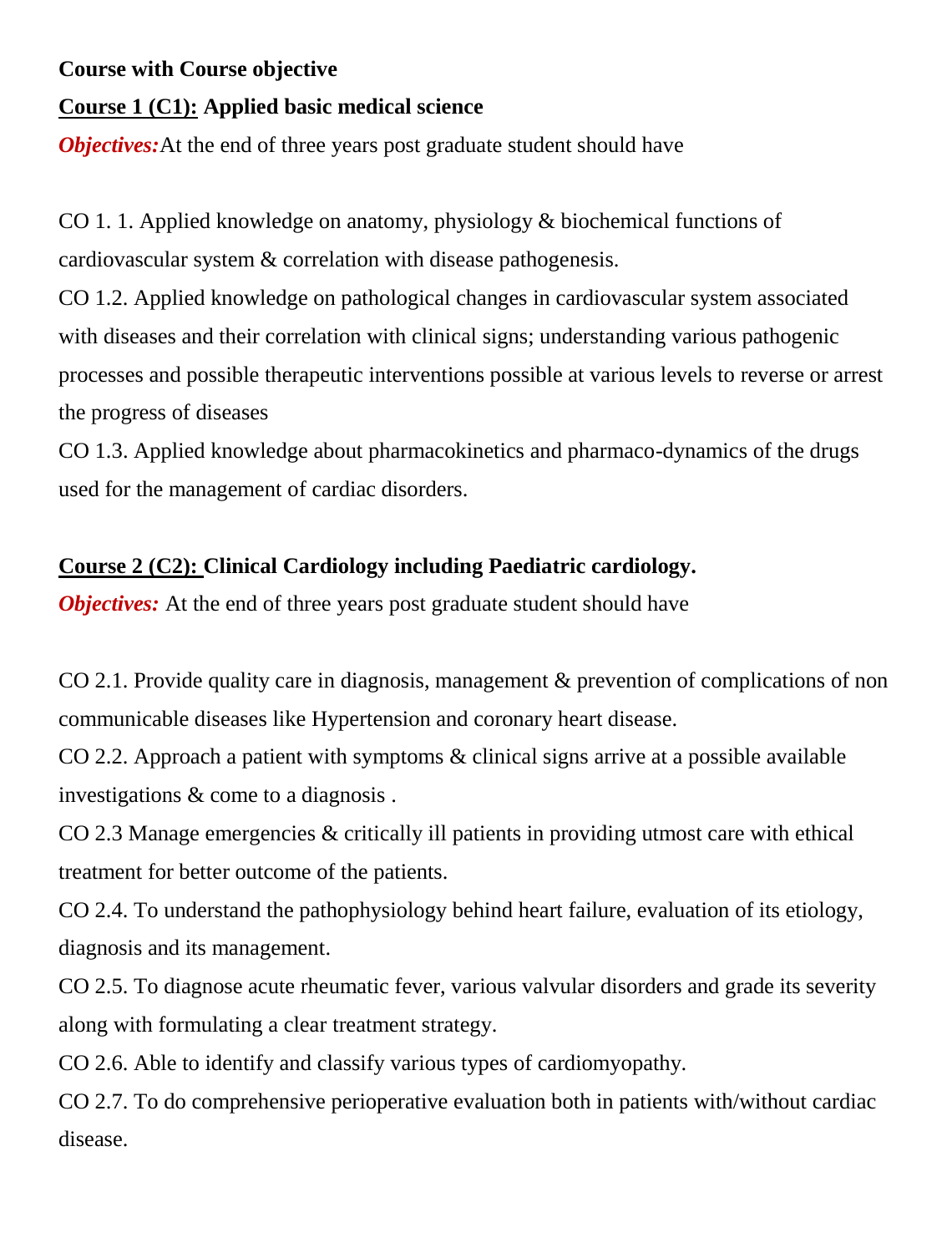**Course with Course objective**

**Course 1 (C1): Applied basic medical science**

***Objectives:*** At the end of three years post graduate student should have

CO 1. 1. Applied knowledge on anatomy, physiology & biochemical functions of cardiovascular system & correlation with disease pathogenesis.

CO 1.2. Applied knowledge on pathological changes in cardiovascular system associated with diseases and their correlation with clinical signs; understanding various pathogenic processes and possible therapeutic interventions possible at various levels to reverse or arrest the progress of diseases

CO 1.3. Applied knowledge about pharmacokinetics and pharmaco-dynamics of the drugs used for the management of cardiac disorders.

**Course 2 (C2): Clinical Cardiology including Paediatric cardiology.**

***Objectives:*** At the end of three years post graduate student should have

CO 2.1. Provide quality care in diagnosis, management & prevention of complications of non communicable diseases like Hypertension and coronary heart disease.

CO 2.2. Approach a patient with symptoms & clinical signs arrive at a possible available investigations & come to a diagnosis .

CO 2.3 Manage emergencies & critically ill patients in providing utmost care with ethical treatment for better outcome of the patients.

CO 2.4. To understand the pathophysiology behind heart failure, evaluation of its etiology, diagnosis and its management.

CO 2.5. To diagnose acute rheumatic fever, various valvular disorders and grade its severity along with formulating a clear treatment strategy.

CO 2.6. Able to identify and classify various types of cardiomyopathy.

CO 2.7. To do comprehensive perioperative evaluation both in patients with/without cardiac disease.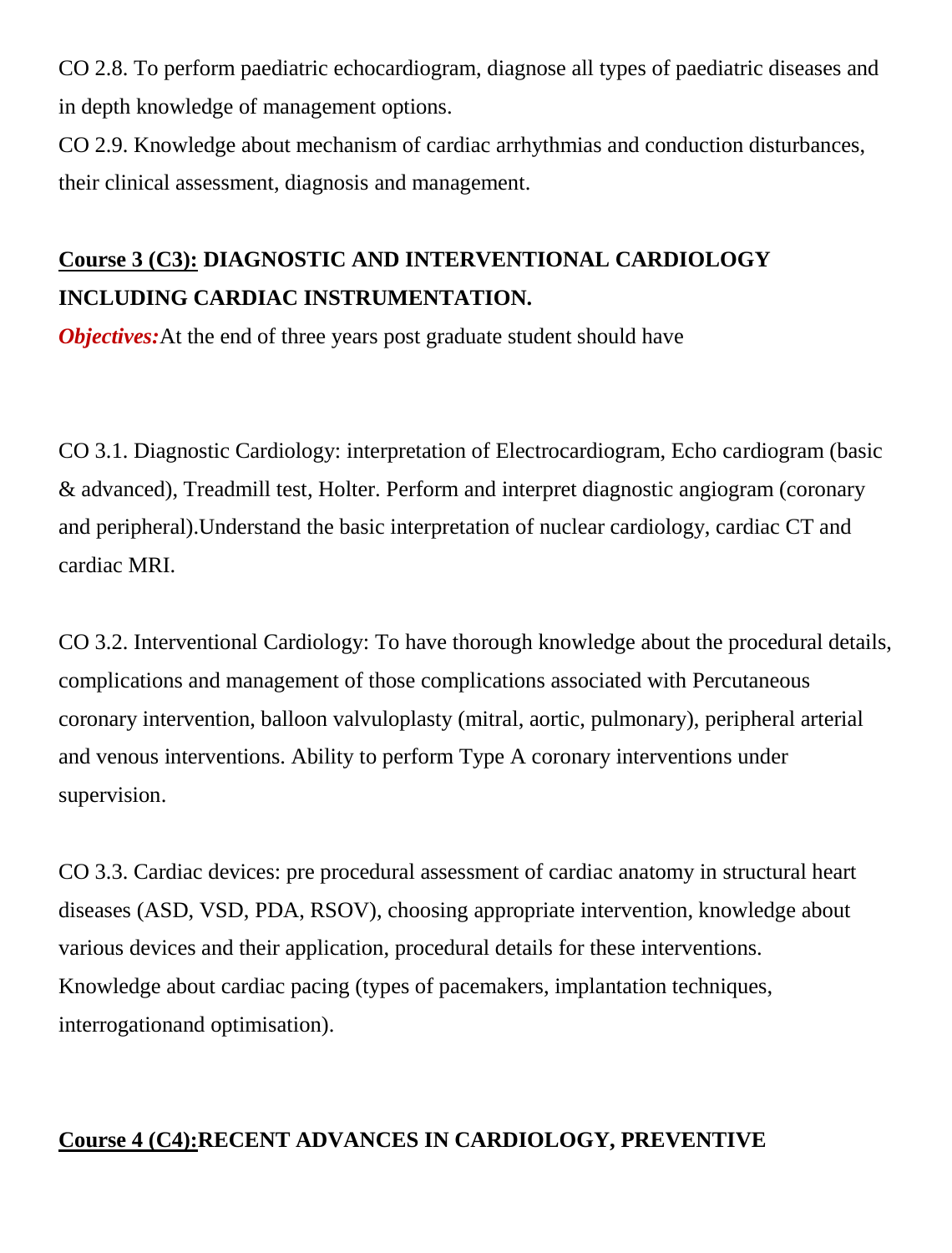CO 2.8. To perform paediatric echocardiogram, diagnose all types of paediatric diseases and in depth knowledge of management options.

CO 2.9. Knowledge about mechanism of cardiac arrhythmias and conduction disturbances, their clinical assessment, diagnosis and management.

## <u>Course 3 (C3):</u> DIAGNOSTIC AND INTERVENTIONAL CARDIOLOGY INCLUDING CARDIAC INSTRUMENTATION.

***Objectives:***At the end of three years post graduate student should have

CO 3.1. Diagnostic Cardiology: interpretation of Electrocardiogram, Echo cardiogram (basic & advanced), Treadmill test, Holter. Perform and interpret diagnostic angiogram (coronary and peripheral).Understand the basic interpretation of nuclear cardiology, cardiac CT and cardiac MRI.

CO 3.2. Interventional Cardiology: To have thorough knowledge about the procedural details, complications and management of those complications associated with Percutaneous coronary intervention, balloon valvuloplasty (mitral, aortic, pulmonary), peripheral arterial and venous interventions. Ability to perform Type A coronary interventions under supervision.

CO 3.3. Cardiac devices: pre procedural assessment of cardiac anatomy in structural heart diseases (ASD, VSD, PDA, RSOV), choosing appropriate intervention, knowledge about various devices and their application, procedural details for these interventions. Knowledge about cardiac pacing (types of pacemakers, implantation techniques, interrogationand optimisation).

## <u>Course 4 (C4):</u>RECENT ADVANCES IN CARDIOLOGY, PREVENTIVE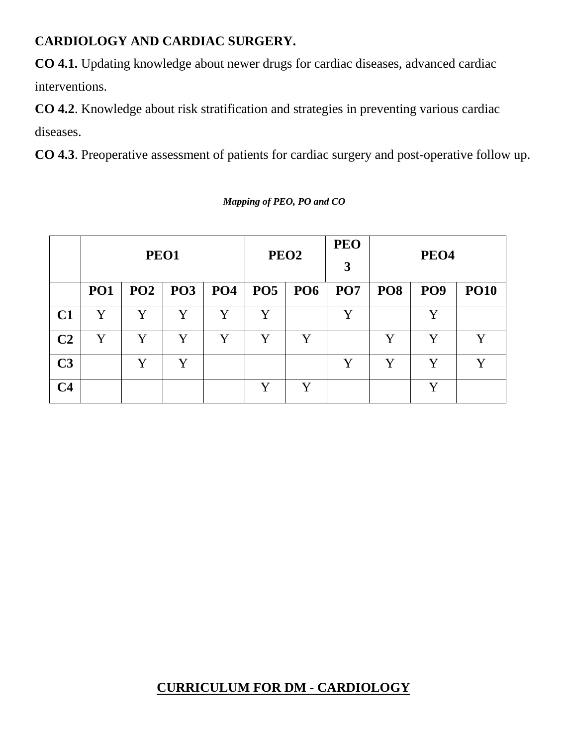**CARDIOLOGY AND CARDIAC SURGERY.**

**CO 4.1.** Updating knowledge about newer drugs for cardiac diseases, advanced cardiac interventions.

**CO 4.2**. Knowledge about risk stratification and strategies in preventing various cardiac diseases.

**CO 4.3**. Preoperative assessment of patients for cardiac surgery and post-operative follow up.

***Mapping of PEO, PO and CO***

| | PEO1 | | | | PEO2 | | PEO 3 | PEO4 | | |
|---|---|---|---|---|---|---|---|---|---|---|
| | **PO1** | **PO2** | **PO3** | **PO4** | **PO5** | **PO6** | **PO7** | **PO8** | **PO9** | **PO10** |
| **C1** | Y | Y | Y | Y | Y | | Y | | Y | |
| **C2** | Y | Y | Y | Y | Y | Y | | Y | Y | Y |
| **C3** | | Y | Y | | | | Y | Y | Y | Y |
| **C4** | | | | | Y | Y | | | Y | |

## CURRICULUM FOR DM - CARDIOLOGY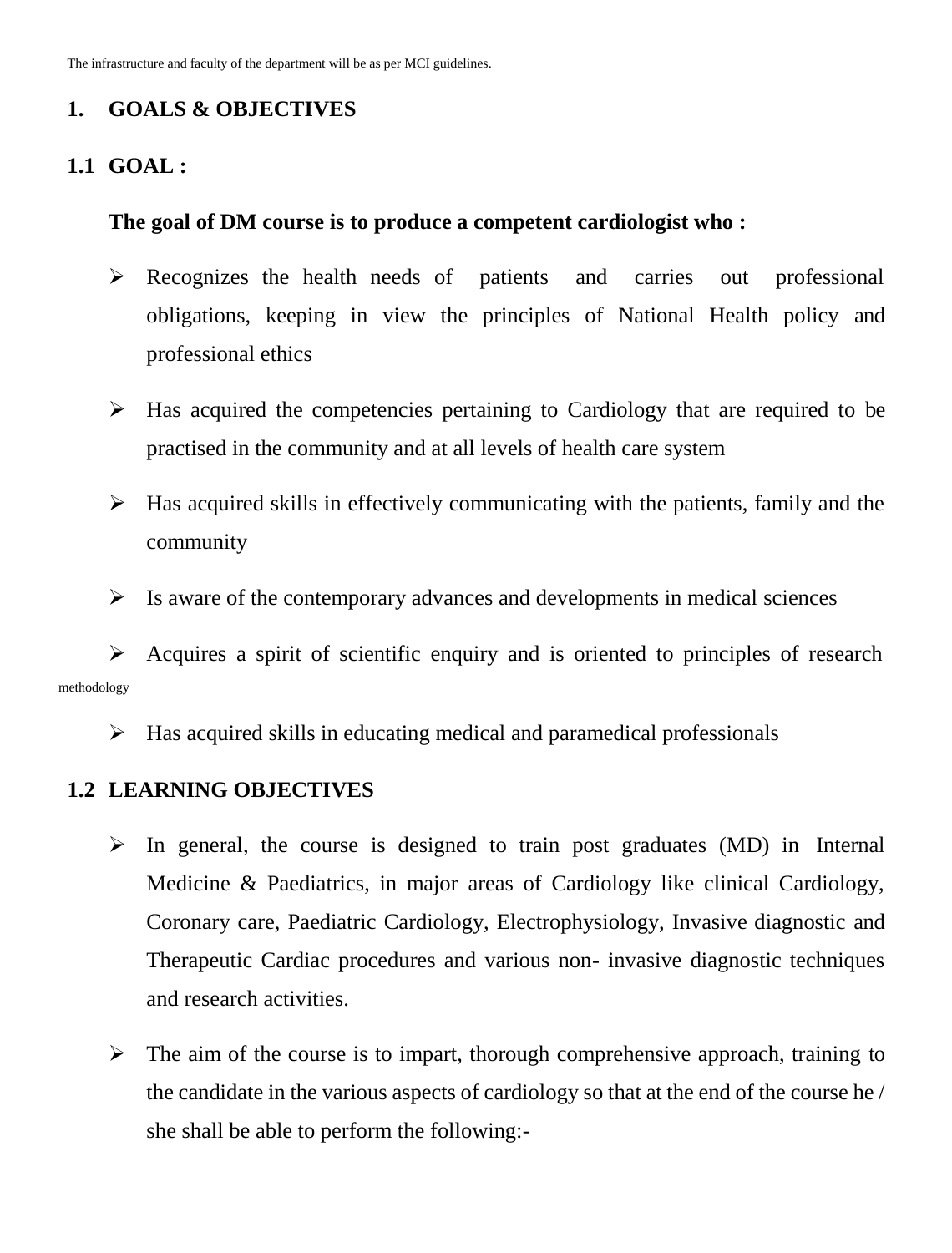The infrastructure and faculty of the department will be as per MCI guidelines.

## 1. GOALS & OBJECTIVES

### 1.1 GOAL :

**The goal of DM course is to produce a competent cardiologist who :**

- Recognizes the health needs of patients and carries out professional obligations, keeping in view the principles of National Health policy and professional ethics
- Has acquired the competencies pertaining to Cardiology that are required to be practised in the community and at all levels of health care system
- Has acquired skills in effectively communicating with the patients, family and the community
- Is aware of the contemporary advances and developments in medical sciences
- Acquires a spirit of scientific enquiry and is oriented to principles of research methodology
- Has acquired skills in educating medical and paramedical professionals

### 1.2 LEARNING OBJECTIVES

- In general, the course is designed to train post graduates (MD) in Internal Medicine & Paediatrics, in major areas of Cardiology like clinical Cardiology, Coronary care, Paediatric Cardiology, Electrophysiology, Invasive diagnostic and Therapeutic Cardiac procedures and various non- invasive diagnostic techniques and research activities.
- The aim of the course is to impart, thorough comprehensive approach, training to the candidate in the various aspects of cardiology so that at the end of the course he / she shall be able to perform the following:-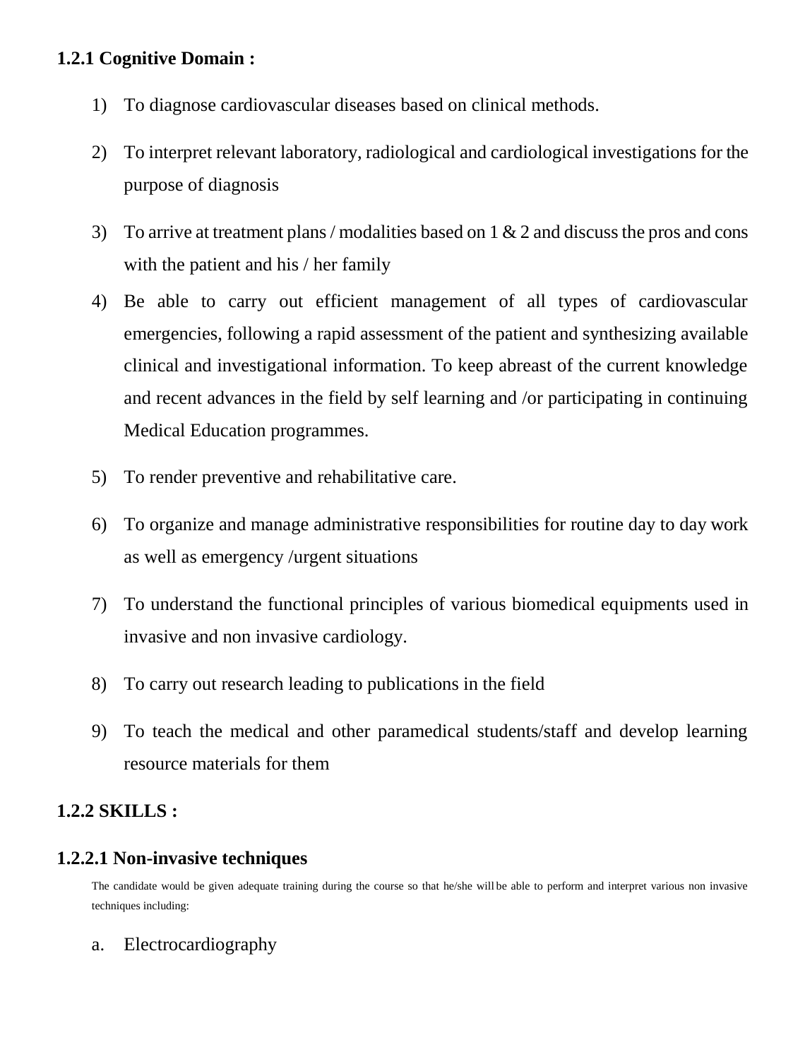### 1.2.1 Cognitive Domain :

1) To diagnose cardiovascular diseases based on clinical methods.
2) To interpret relevant laboratory, radiological and cardiological investigations for the purpose of diagnosis
3) To arrive at treatment plans / modalities based on 1 & 2 and discuss the pros and cons with the patient and his / her family
4) Be able to carry out efficient management of all types of cardiovascular emergencies, following a rapid assessment of the patient and synthesizing available clinical and investigational information. To keep abreast of the current knowledge and recent advances in the field by self learning and /or participating in continuing Medical Education programmes.
5) To render preventive and rehabilitative care.
6) To organize and manage administrative responsibilities for routine day to day work as well as emergency /urgent situations
7) To understand the functional principles of various biomedical equipments used in invasive and non invasive cardiology.
8) To carry out research leading to publications in the field
9) To teach the medical and other paramedical students/staff and develop learning resource materials for them

### 1.2.2 SKILLS :

#### 1.2.2.1 Non-invasive techniques

The candidate would be given adequate training during the course so that he/she will be able to perform and interpret various non invasive techniques including:

a. Electrocardiography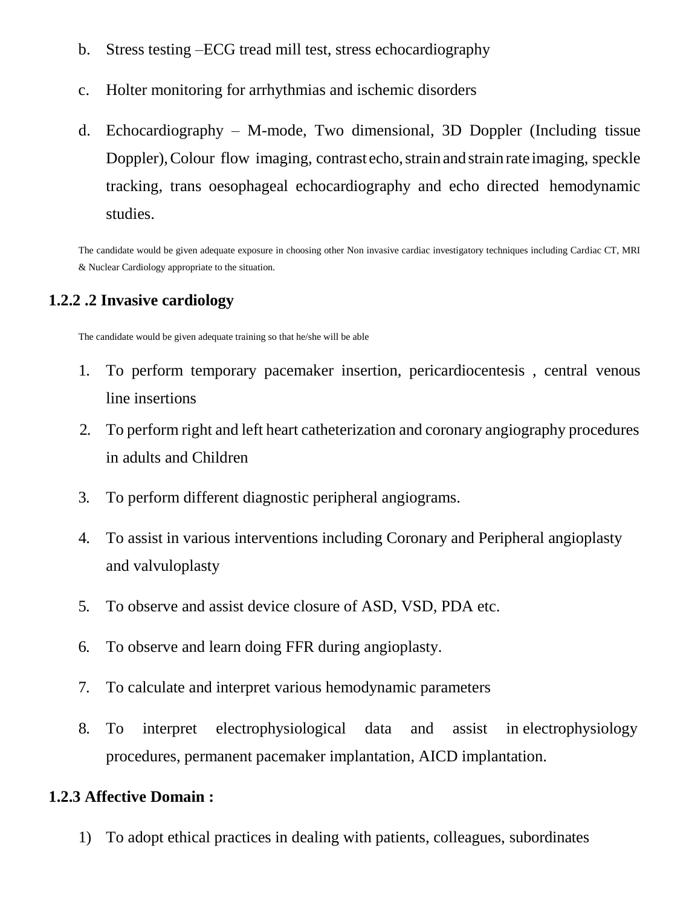b. Stress testing –ECG tread mill test, stress echocardiography

c. Holter monitoring for arrhythmias and ischemic disorders

d. Echocardiography – M-mode, Two dimensional, 3D Doppler (Including tissue Doppler), Colour flow imaging, contrast echo, strain and strain rate imaging, speckle tracking, trans oesophageal echocardiography and echo directed hemodynamic studies.

The candidate would be given adequate exposure in choosing other Non invasive cardiac investigatory techniques including Cardiac CT, MRI & Nuclear Cardiology appropriate to the situation.

### 1.2.2 .2 Invasive cardiology

The candidate would be given adequate training so that he/she will be able

1. To perform temporary pacemaker insertion, pericardiocentesis , central venous line insertions
2. To perform right and left heart catheterization and coronary angiography procedures in adults and Children
3. To perform different diagnostic peripheral angiograms.
4. To assist in various interventions including Coronary and Peripheral angioplasty and valvuloplasty
5. To observe and assist device closure of ASD, VSD, PDA etc.
6. To observe and learn doing FFR during angioplasty.
7. To calculate and interpret various hemodynamic parameters
8. To interpret electrophysiological data and assist in electrophysiology procedures, permanent pacemaker implantation, AICD implantation.

### 1.2.3 Affective Domain :

1) To adopt ethical practices in dealing with patients, colleagues, subordinates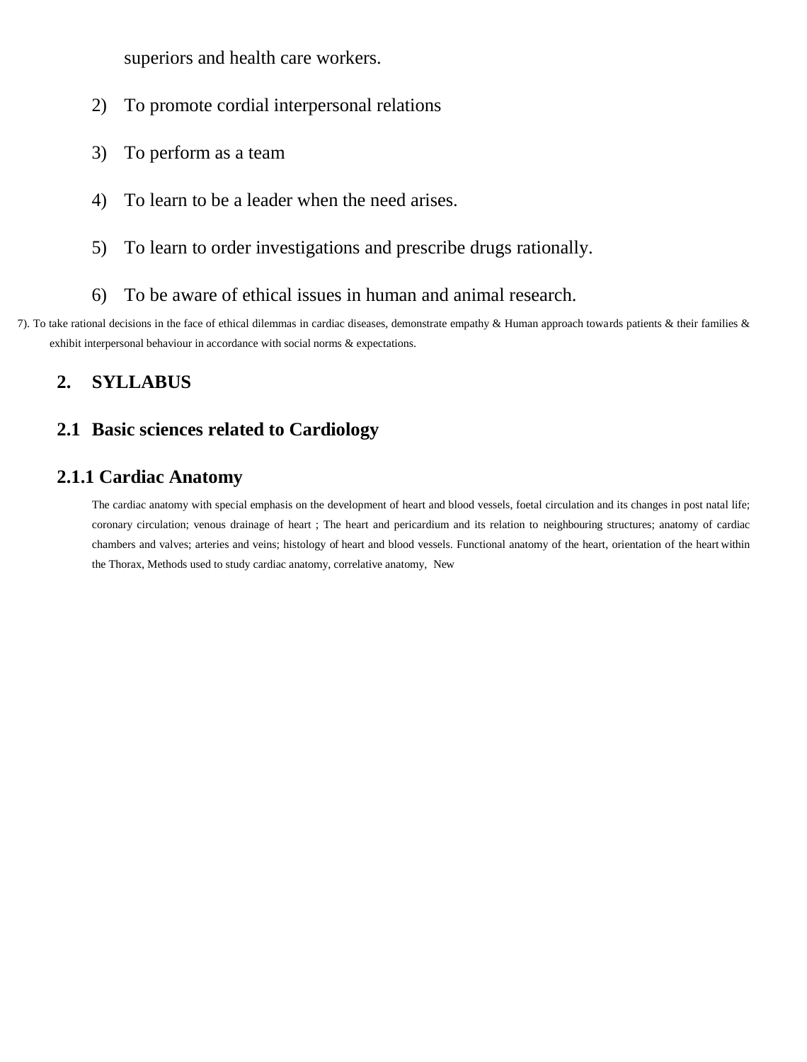superiors and health care workers.

2) To promote cordial interpersonal relations

3) To perform as a team

4) To learn to be a leader when the need arises.

5) To learn to order investigations and prescribe drugs rationally.

6) To be aware of ethical issues in human and animal research.

7). To take rational decisions in the face of ethical dilemmas in cardiac diseases, demonstrate empathy & Human approach towards patients & their families & exhibit interpersonal behaviour in accordance with social norms & expectations.

## 2. SYLLABUS

### 2.1 Basic sciences related to Cardiology

#### 2.1.1 Cardiac Anatomy

The cardiac anatomy with special emphasis on the development of heart and blood vessels, foetal circulation and its changes in post natal life; coronary circulation; venous drainage of heart ; The heart and pericardium and its relation to neighbouring structures; anatomy of cardiac chambers and valves; arteries and veins; histology of heart and blood vessels. Functional anatomy of the heart, orientation of the heart within the Thorax, Methods used to study cardiac anatomy, correlative anatomy, New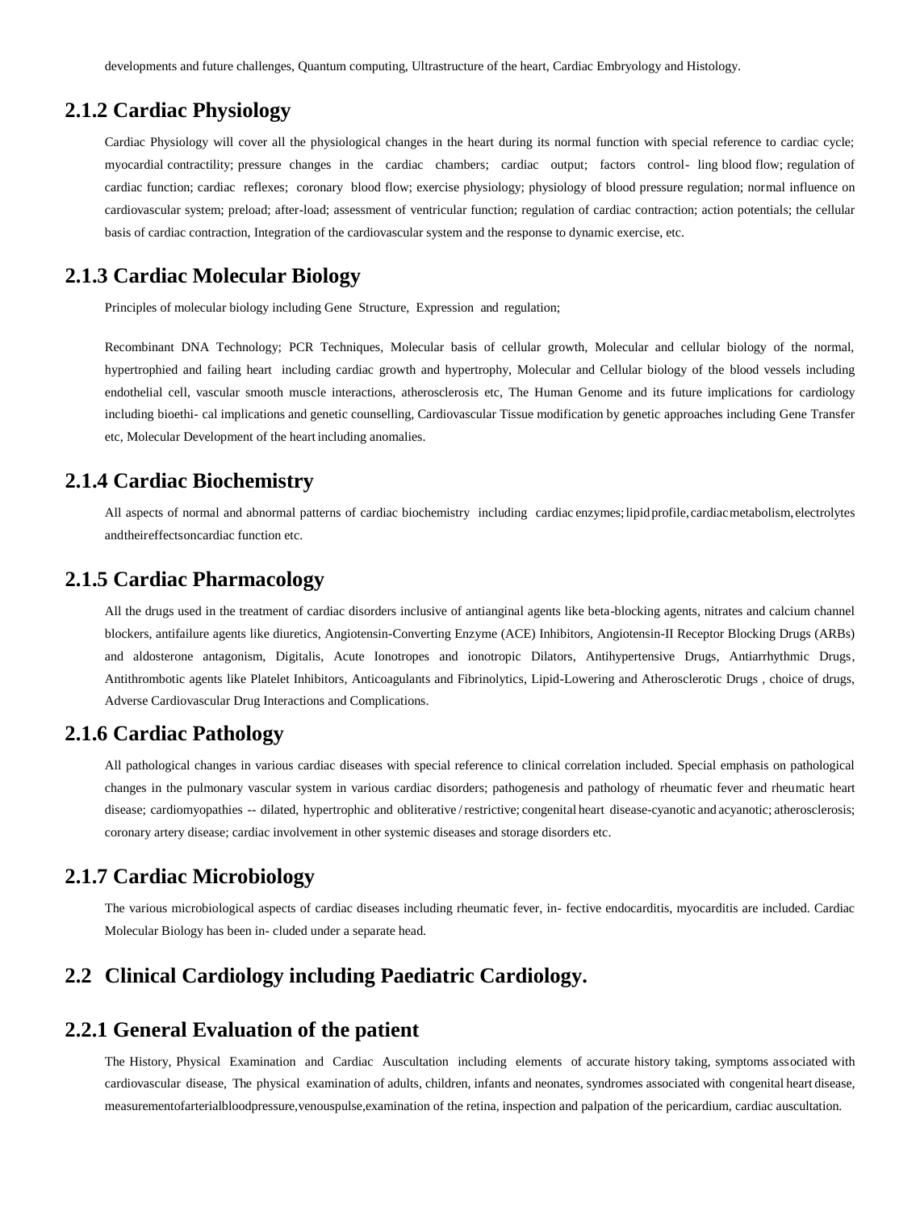developments and future challenges, Quantum computing, Ultrastructure of the heart, Cardiac Embryology and Histology.

## 2.1.2 Cardiac Physiology

Cardiac Physiology will cover all the physiological changes in the heart during its normal function with special reference to cardiac cycle; myocardial contractility; pressure changes in the cardiac chambers; cardiac output; factors control- ling blood flow; regulation of cardiac function; cardiac reflexes; coronary blood flow; exercise physiology; physiology of blood pressure regulation; normal influence on cardiovascular system; preload; after-load; assessment of ventricular function; regulation of cardiac contraction; action potentials; the cellular basis of cardiac contraction, Integration of the cardiovascular system and the response to dynamic exercise, etc.

## 2.1.3 Cardiac Molecular Biology

Principles of molecular biology including Gene Structure, Expression and regulation;

Recombinant DNA Technology; PCR Techniques, Molecular basis of cellular growth, Molecular and cellular biology of the normal, hypertrophied and failing heart including cardiac growth and hypertrophy, Molecular and Cellular biology of the blood vessels including endothelial cell, vascular smooth muscle interactions, atherosclerosis etc, The Human Genome and its future implications for cardiology including bioethi- cal implications and genetic counselling, Cardiovascular Tissue modification by genetic approaches including Gene Transfer etc, Molecular Development of the heart including anomalies.

## 2.1.4 Cardiac Biochemistry

All aspects of normal and abnormal patterns of cardiac biochemistry including cardiac enzymes; lipid profile, cardiac metabolism, electrolytes and their effects on cardiac function etc.

## 2.1.5 Cardiac Pharmacology

All the drugs used in the treatment of cardiac disorders inclusive of antianginal agents like beta-blocking agents, nitrates and calcium channel blockers, antifailure agents like diuretics, Angiotensin-Converting Enzyme (ACE) Inhibitors, Angiotensin-II Receptor Blocking Drugs (ARBs) and aldosterone antagonism, Digitalis, Acute Ionotropes and ionotropic Dilators, Antihypertensive Drugs, Antiarrhythmic Drugs, Antithrombotic agents like Platelet Inhibitors, Anticoagulants and Fibrinolytics, Lipid-Lowering and Atherosclerotic Drugs , choice of drugs, Adverse Cardiovascular Drug Interactions and Complications.

## 2.1.6 Cardiac Pathology

All pathological changes in various cardiac diseases with special reference to clinical correlation included. Special emphasis on pathological changes in the pulmonary vascular system in various cardiac disorders; pathogenesis and pathology of rheumatic fever and rheumatic heart disease; cardiomyopathies -- dilated, hypertrophic and obliterative / restrictive; congenital heart disease-cyanotic and acyanotic; atherosclerosis; coronary artery disease; cardiac involvement in other systemic diseases and storage disorders etc.

## 2.1.7 Cardiac Microbiology

The various microbiological aspects of cardiac diseases including rheumatic fever, in- fective endocarditis, myocarditis are included. Cardiac Molecular Biology has been in- cluded under a separate head.

## 2.2 Clinical Cardiology including Paediatric Cardiology.

## 2.2.1 General Evaluation of the patient

The History, Physical Examination and Cardiac Auscultation including elements of accurate history taking, symptoms associated with cardiovascular disease, The physical examination of adults, children, infants and neonates, syndromes associated with congenital heart disease, measurement of arterial blood pressure, venous pulse, examination of the retina, inspection and palpation of the pericardium, cardiac auscultation.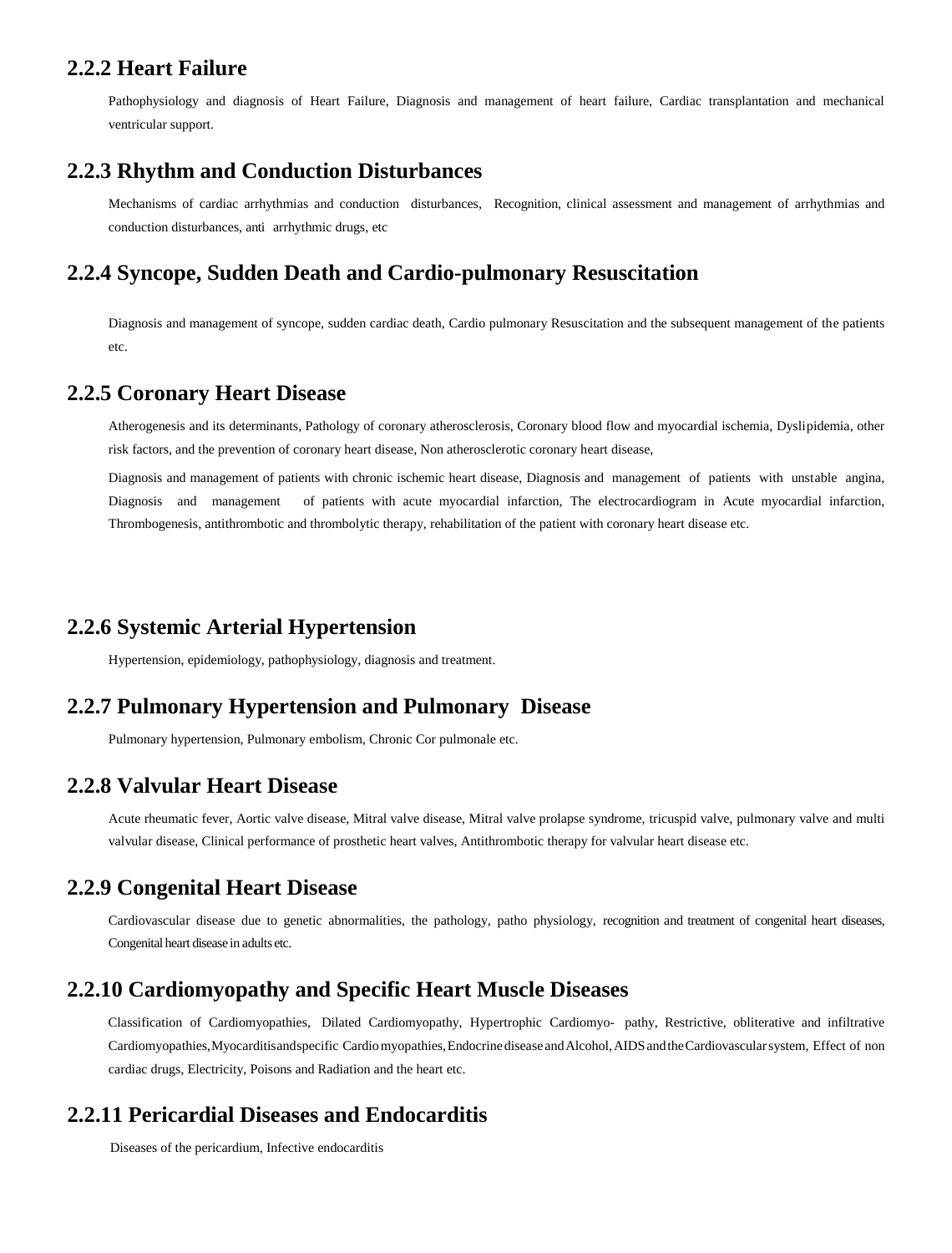## 2.2.2 Heart Failure

Pathophysiology and diagnosis of Heart Failure, Diagnosis and management of heart failure, Cardiac transplantation and mechanical ventricular support.

## 2.2.3 Rhythm and Conduction Disturbances

Mechanisms of cardiac arrhythmias and conduction disturbances, Recognition, clinical assessment and management of arrhythmias and conduction disturbances, anti arrhythmic drugs, etc

## 2.2.4 Syncope, Sudden Death and Cardio-pulmonary Resuscitation

Diagnosis and management of syncope, sudden cardiac death, Cardio pulmonary Resuscitation and the subsequent management of the patients etc.

## 2.2.5 Coronary Heart Disease

Atherogenesis and its determinants, Pathology of coronary atherosclerosis, Coronary blood flow and myocardial ischemia, Dyslipidemia, other risk factors, and the prevention of coronary heart disease, Non atherosclerotic coronary heart disease,

Diagnosis and management of patients with chronic ischemic heart disease, Diagnosis and management of patients with unstable angina, Diagnosis and management of patients with acute myocardial infarction, The electrocardiogram in Acute myocardial infarction, Thrombogenesis, antithrombotic and thrombolytic therapy, rehabilitation of the patient with coronary heart disease etc.

## 2.2.6 Systemic Arterial Hypertension

Hypertension, epidemiology, pathophysiology, diagnosis and treatment.

## 2.2.7 Pulmonary Hypertension and Pulmonary Disease

Pulmonary hypertension, Pulmonary embolism, Chronic Cor pulmonale etc.

## 2.2.8 Valvular Heart Disease

Acute rheumatic fever, Aortic valve disease, Mitral valve disease, Mitral valve prolapse syndrome, tricuspid valve, pulmonary valve and multi valvular disease, Clinical performance of prosthetic heart valves, Antithrombotic therapy for valvular heart disease etc.

## 2.2.9 Congenital Heart Disease

Cardiovascular disease due to genetic abnormalities, the pathology, patho physiology, recognition and treatment of congenital heart diseases, Congenital heart disease in adults etc.

## 2.2.10 Cardiomyopathy and Specific Heart Muscle Diseases

Classification of Cardiomyopathies, Dilated Cardiomyopathy, Hypertrophic Cardiomyo- pathy, Restrictive, obliterative and infiltrative Cardiomyopathies, Myocarditis and specific Cardio myopathies, Endocrine disease and Alcohol, AIDS and the Cardiovascular system, Effect of non cardiac drugs, Electricity, Poisons and Radiation and the heart etc.

## 2.2.11 Pericardial Diseases and Endocarditis

Diseases of the pericardium, Infective endocarditis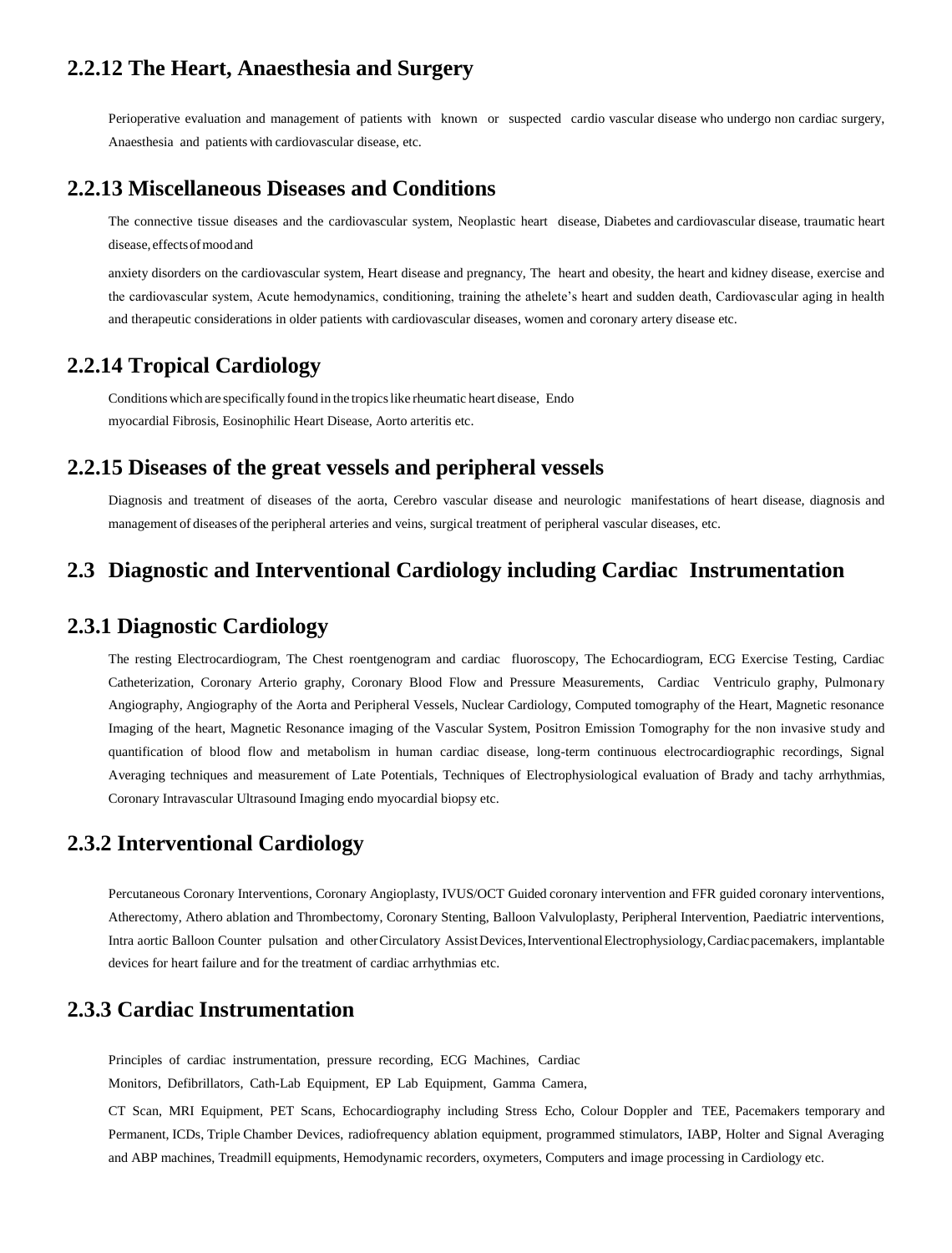## 2.2.12 The Heart, Anaesthesia and Surgery

Perioperative evaluation and management of patients with known or suspected cardio vascular disease who undergo non cardiac surgery, Anaesthesia and patients with cardiovascular disease, etc.

## 2.2.13 Miscellaneous Diseases and Conditions

The connective tissue diseases and the cardiovascular system, Neoplastic heart disease, Diabetes and cardiovascular disease, traumatic heart disease, effects of mood and

anxiety disorders on the cardiovascular system, Heart disease and pregnancy, The heart and obesity, the heart and kidney disease, exercise and the cardiovascular system, Acute hemodynamics, conditioning, training the athelete's heart and sudden death, Cardiovascular aging in health and therapeutic considerations in older patients with cardiovascular diseases, women and coronary artery disease etc.

## 2.2.14 Tropical Cardiology

Conditions which are specifically found in the tropics like rheumatic heart disease, Endo myocardial Fibrosis, Eosinophilic Heart Disease, Aorto arteritis etc.

## 2.2.15 Diseases of the great vessels and peripheral vessels

Diagnosis and treatment of diseases of the aorta, Cerebro vascular disease and neurologic manifestations of heart disease, diagnosis and management of diseases of the peripheral arteries and veins, surgical treatment of peripheral vascular diseases, etc.

## 2.3 Diagnostic and Interventional Cardiology including Cardiac Instrumentation

## 2.3.1 Diagnostic Cardiology

The resting Electrocardiogram, The Chest roentgenogram and cardiac fluoroscopy, The Echocardiogram, ECG Exercise Testing, Cardiac Catheterization, Coronary Arterio graphy, Coronary Blood Flow and Pressure Measurements, Cardiac Ventriculo graphy, Pulmonary Angiography, Angiography of the Aorta and Peripheral Vessels, Nuclear Cardiology, Computed tomography of the Heart, Magnetic resonance Imaging of the heart, Magnetic Resonance imaging of the Vascular System, Positron Emission Tomography for the non invasive study and quantification of blood flow and metabolism in human cardiac disease, long-term continuous electrocardiographic recordings, Signal Averaging techniques and measurement of Late Potentials, Techniques of Electrophysiological evaluation of Brady and tachy arrhythmias, Coronary Intravascular Ultrasound Imaging endo myocardial biopsy etc.

## 2.3.2 Interventional Cardiology

Percutaneous Coronary Interventions, Coronary Angioplasty, IVUS/OCT Guided coronary intervention and FFR guided coronary interventions, Atherectomy, Athero ablation and Thrombectomy, Coronary Stenting, Balloon Valvuloplasty, Peripheral Intervention, Paediatric interventions, Intra aortic Balloon Counter pulsation and other Circulatory Assist Devices, Interventional Electrophysiology, Cardiac pacemakers, implantable devices for heart failure and for the treatment of cardiac arrhythmias etc.

## 2.3.3 Cardiac Instrumentation

Principles of cardiac instrumentation, pressure recording, ECG Machines, Cardiac Monitors, Defibrillators, Cath-Lab Equipment, EP Lab Equipment, Gamma Camera,

CT Scan, MRI Equipment, PET Scans, Echocardiography including Stress Echo, Colour Doppler and TEE, Pacemakers temporary and Permanent, ICDs, Triple Chamber Devices, radiofrequency ablation equipment, programmed stimulators, IABP, Holter and Signal Averaging and ABP machines, Treadmill equipments, Hemodynamic recorders, oxymeters, Computers and image processing in Cardiology etc.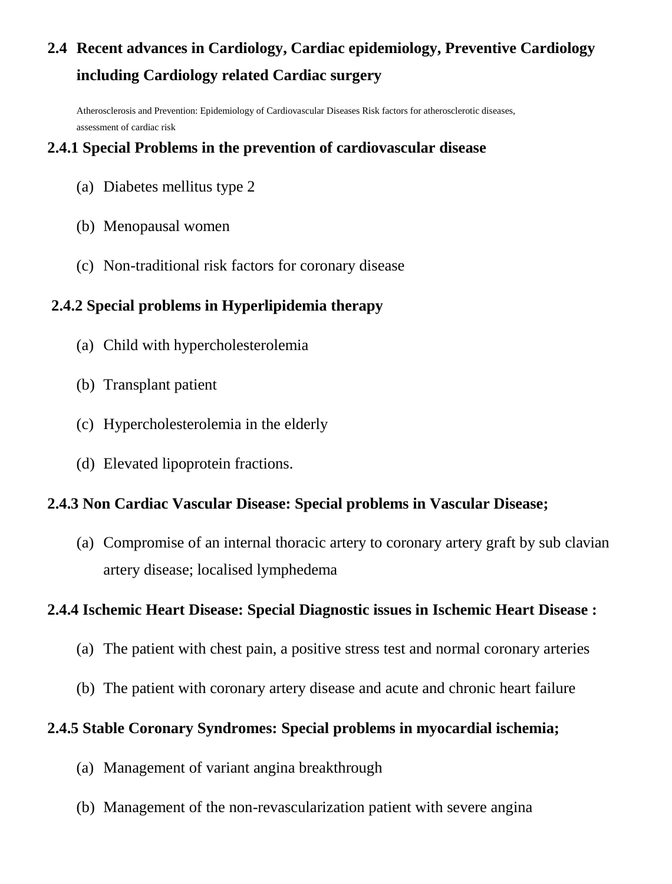## 2.4 Recent advances in Cardiology, Cardiac epidemiology, Preventive Cardiology including Cardiology related Cardiac surgery

Atherosclerosis and Prevention: Epidemiology of Cardiovascular Diseases Risk factors for atherosclerotic diseases, assessment of cardiac risk

### 2.4.1 Special Problems in the prevention of cardiovascular disease

(a) Diabetes mellitus type 2

(b) Menopausal women

(c) Non-traditional risk factors for coronary disease

### 2.4.2 Special problems in Hyperlipidemia therapy

(a) Child with hypercholesterolemia

(b) Transplant patient

(c) Hypercholesterolemia in the elderly

(d) Elevated lipoprotein fractions.

### 2.4.3 Non Cardiac Vascular Disease: Special problems in Vascular Disease;

(a) Compromise of an internal thoracic artery to coronary artery graft by sub clavian artery disease; localised lymphedema

### 2.4.4 Ischemic Heart Disease: Special Diagnostic issues in Ischemic Heart Disease :

(a) The patient with chest pain, a positive stress test and normal coronary arteries

(b) The patient with coronary artery disease and acute and chronic heart failure

### 2.4.5 Stable Coronary Syndromes: Special problems in myocardial ischemia;

(a) Management of variant angina breakthrough

(b) Management of the non-revascularization patient with severe angina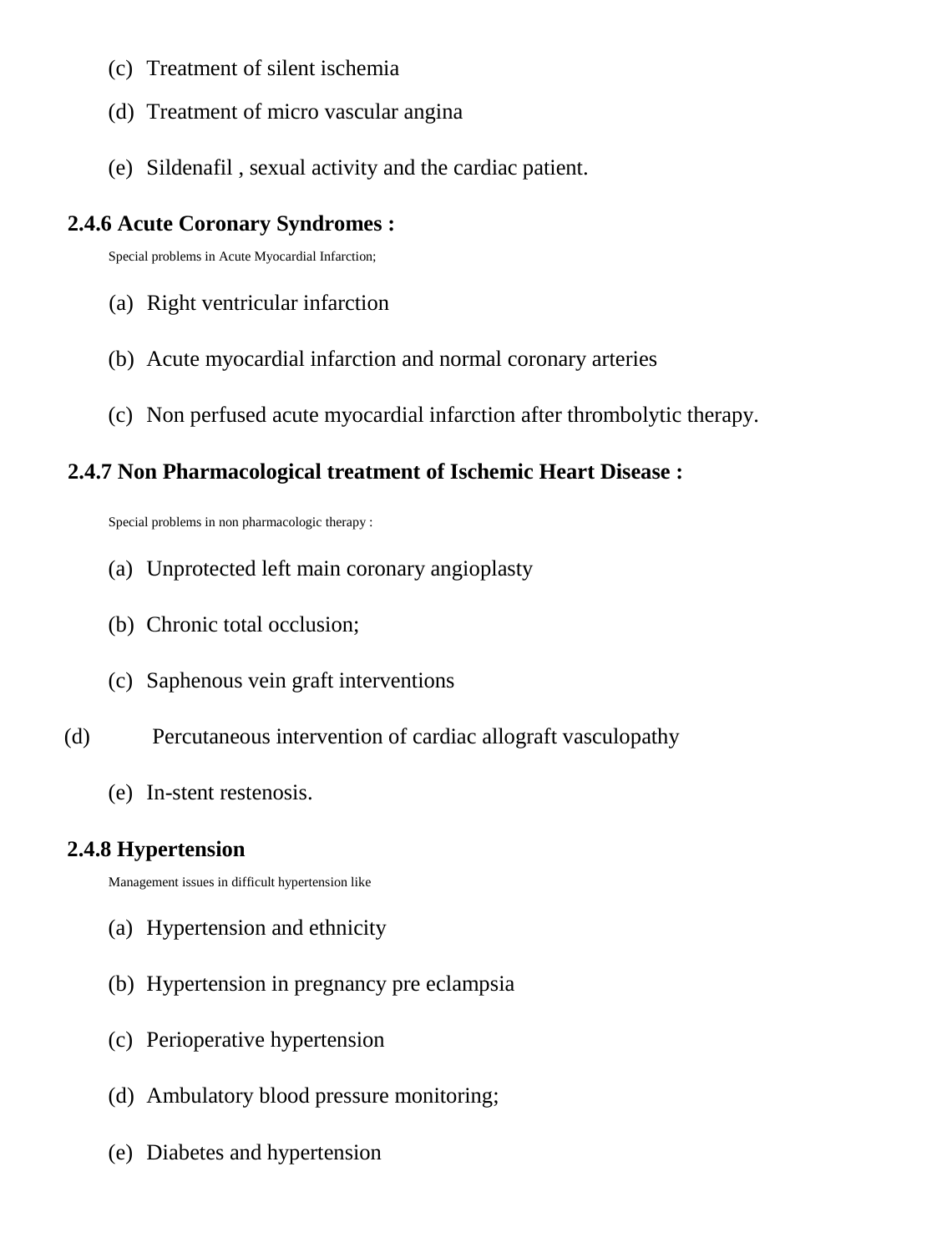(c) Treatment of silent ischemia

(d) Treatment of micro vascular angina

(e) Sildenafil , sexual activity and the cardiac patient.

### 2.4.6 Acute Coronary Syndromes :

Special problems in Acute Myocardial Infarction;

(a) Right ventricular infarction

(b) Acute myocardial infarction and normal coronary arteries

(c) Non perfused acute myocardial infarction after thrombolytic therapy.

### 2.4.7 Non Pharmacological treatment of Ischemic Heart Disease :

Special problems in non pharmacologic therapy :

(a) Unprotected left main coronary angioplasty

(b) Chronic total occlusion;

(c) Saphenous vein graft interventions

(d) Percutaneous intervention of cardiac allograft vasculopathy

(e) In-stent restenosis.

### 2.4.8 Hypertension

Management issues in difficult hypertension like

(a) Hypertension and ethnicity

(b) Hypertension in pregnancy pre eclampsia

(c) Perioperative hypertension

(d) Ambulatory blood pressure monitoring;

(e) Diabetes and hypertension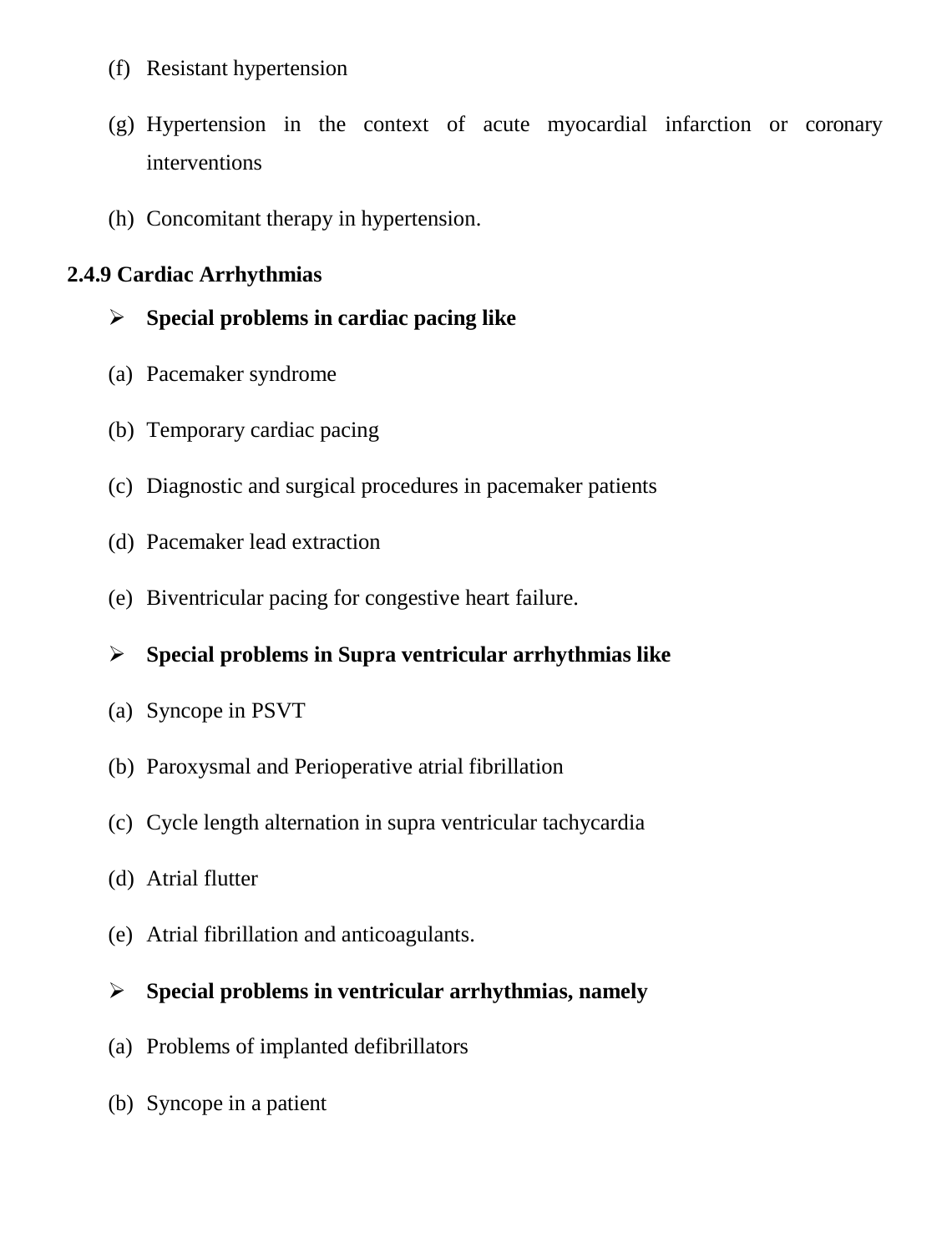(f) Resistant hypertension

(g) Hypertension in the context of acute myocardial infarction or coronary interventions

(h) Concomitant therapy in hypertension.

**2.4.9 Cardiac Arrhythmias**

- **Special problems in cardiac pacing like**

(a) Pacemaker syndrome

(b) Temporary cardiac pacing

(c) Diagnostic and surgical procedures in pacemaker patients

(d) Pacemaker lead extraction

(e) Biventricular pacing for congestive heart failure.

- **Special problems in Supra ventricular arrhythmias like**

(a) Syncope in PSVT

(b) Paroxysmal and Perioperative atrial fibrillation

(c) Cycle length alternation in supra ventricular tachycardia

(d) Atrial flutter

(e) Atrial fibrillation and anticoagulants.

- **Special problems in ventricular arrhythmias, namely**

(a) Problems of implanted defibrillators

(b) Syncope in a patient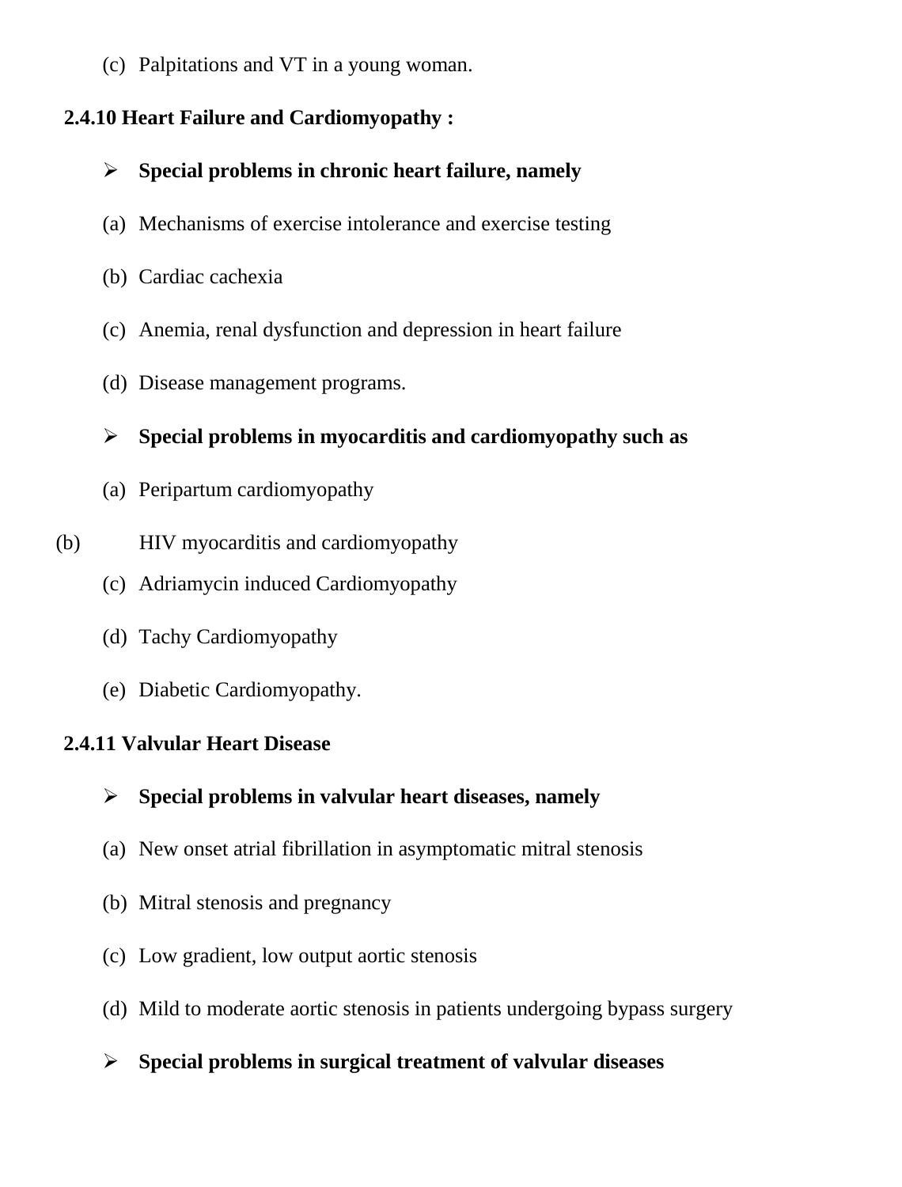(c) Palpitations and VT in a young woman.

**2.4.10 Heart Failure and Cardiomyopathy :**

- **Special problems in chronic heart failure, namely**

(a) Mechanisms of exercise intolerance and exercise testing

(b) Cardiac cachexia

(c) Anemia, renal dysfunction and depression in heart failure

(d) Disease management programs.

- **Special problems in myocarditis and cardiomyopathy such as**

(a) Peripartum cardiomyopathy

(b) HIV myocarditis and cardiomyopathy

(c) Adriamycin induced Cardiomyopathy

(d) Tachy Cardiomyopathy

(e) Diabetic Cardiomyopathy.

**2.4.11 Valvular Heart Disease**

- **Special problems in valvular heart diseases, namely**

(a) New onset atrial fibrillation in asymptomatic mitral stenosis

(b) Mitral stenosis and pregnancy

(c) Low gradient, low output aortic stenosis

(d) Mild to moderate aortic stenosis in patients undergoing bypass surgery

- **Special problems in surgical treatment of valvular diseases**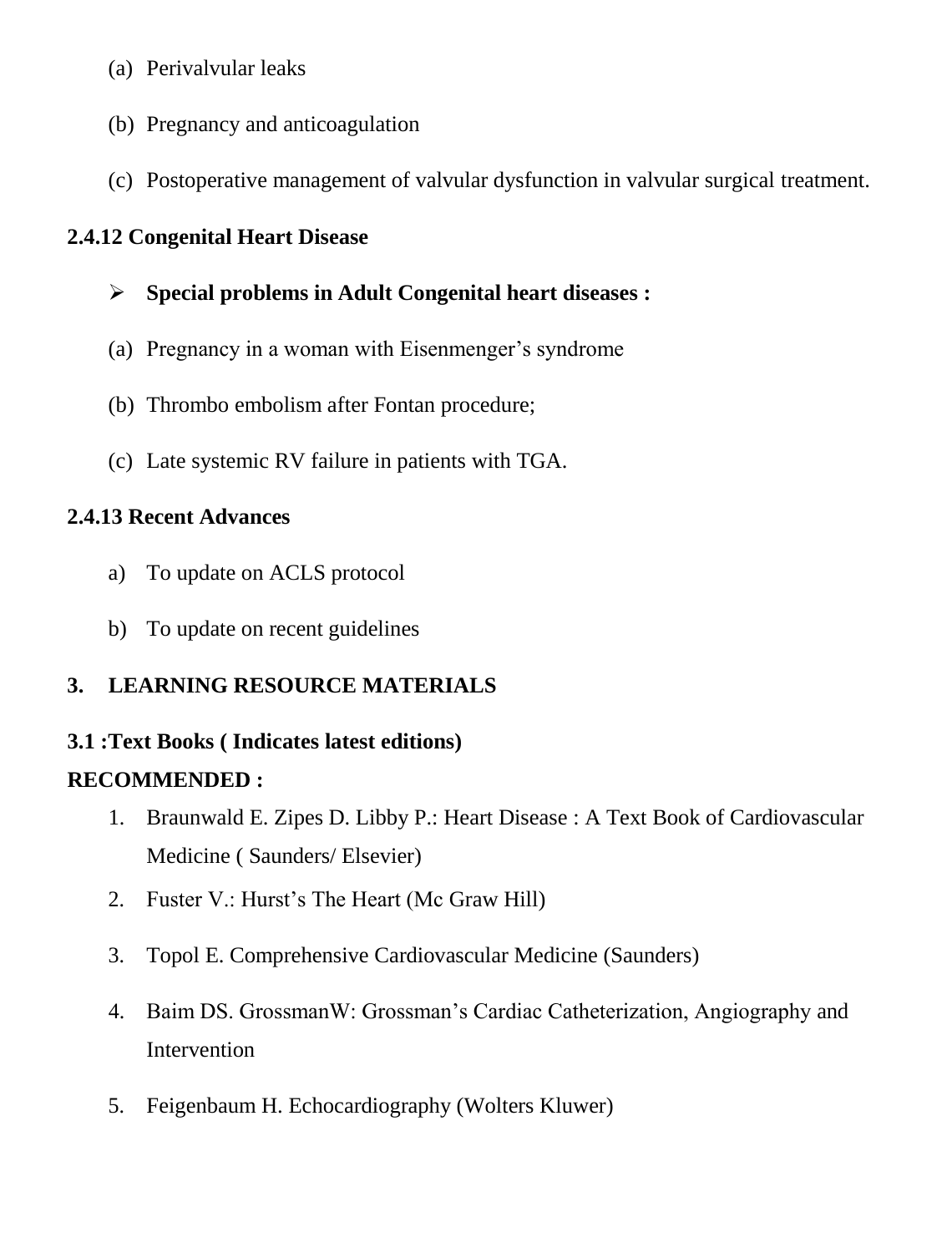(a) Perivalvular leaks

(b) Pregnancy and anticoagulation

(c) Postoperative management of valvular dysfunction in valvular surgical treatment.

**2.4.12 Congenital Heart Disease**

- **Special problems in Adult Congenital heart diseases :**

(a) Pregnancy in a woman with Eisenmenger's syndrome

(b) Thrombo embolism after Fontan procedure;

(c) Late systemic RV failure in patients with TGA.

**2.4.13 Recent Advances**

a) To update on ACLS protocol

b) To update on recent guidelines

## 3. LEARNING RESOURCE MATERIALS

**3.1 :Text Books ( Indicates latest editions)**

**RECOMMENDED :**

1. Braunwald E. Zipes D. Libby P.: Heart Disease : A Text Book of Cardiovascular Medicine ( Saunders/ Elsevier)
2. Fuster V.: Hurst's The Heart (Mc Graw Hill)
3. Topol E. Comprehensive Cardiovascular Medicine (Saunders)
4. Baim DS. GrossmanW: Grossman's Cardiac Catheterization, Angiography and Intervention
5. Feigenbaum H. Echocardiography (Wolters Kluwer)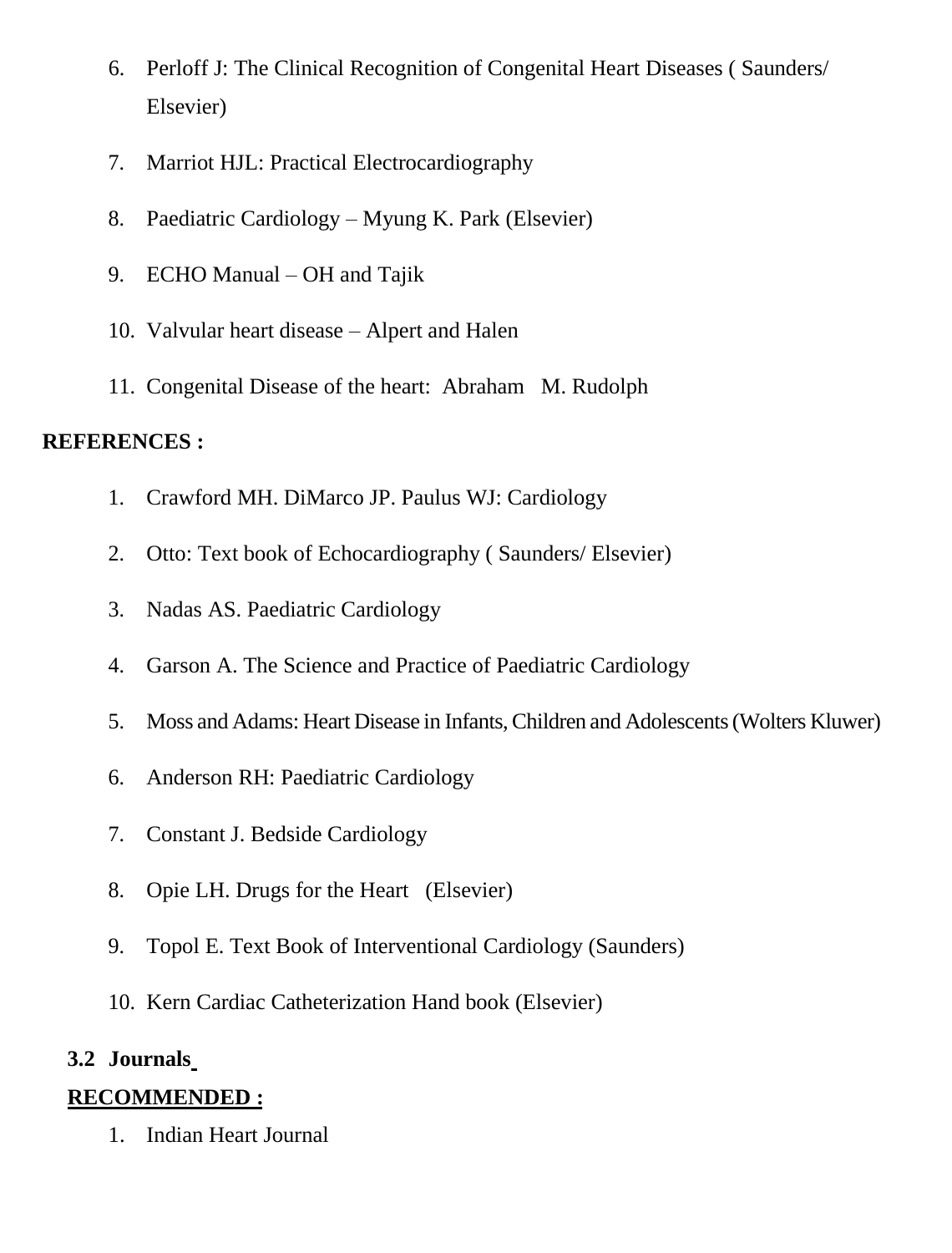6. Perloff J: The Clinical Recognition of Congenital Heart Diseases ( Saunders/ Elsevier)
7. Marriot HJL: Practical Electrocardiography
8. Paediatric Cardiology – Myung K. Park (Elsevier)
9. ECHO Manual – OH and Tajik
10. Valvular heart disease – Alpert and Halen
11. Congenital Disease of the heart: Abraham M. Rudolph

**REFERENCES :**

1. Crawford MH. DiMarco JP. Paulus WJ: Cardiology
2. Otto: Text book of Echocardiography ( Saunders/ Elsevier)
3. Nadas AS. Paediatric Cardiology
4. Garson A. The Science and Practice of Paediatric Cardiology
5. Moss and Adams: Heart Disease in Infants, Children and Adolescents (Wolters Kluwer)
6. Anderson RH: Paediatric Cardiology
7. Constant J. Bedside Cardiology
8. Opie LH. Drugs for the Heart (Elsevier)
9. Topol E. Text Book of Interventional Cardiology (Saunders)
10. Kern Cardiac Catheterization Hand book (Elsevier)

**3.2 Journals**

**RECOMMENDED :**

1. Indian Heart Journal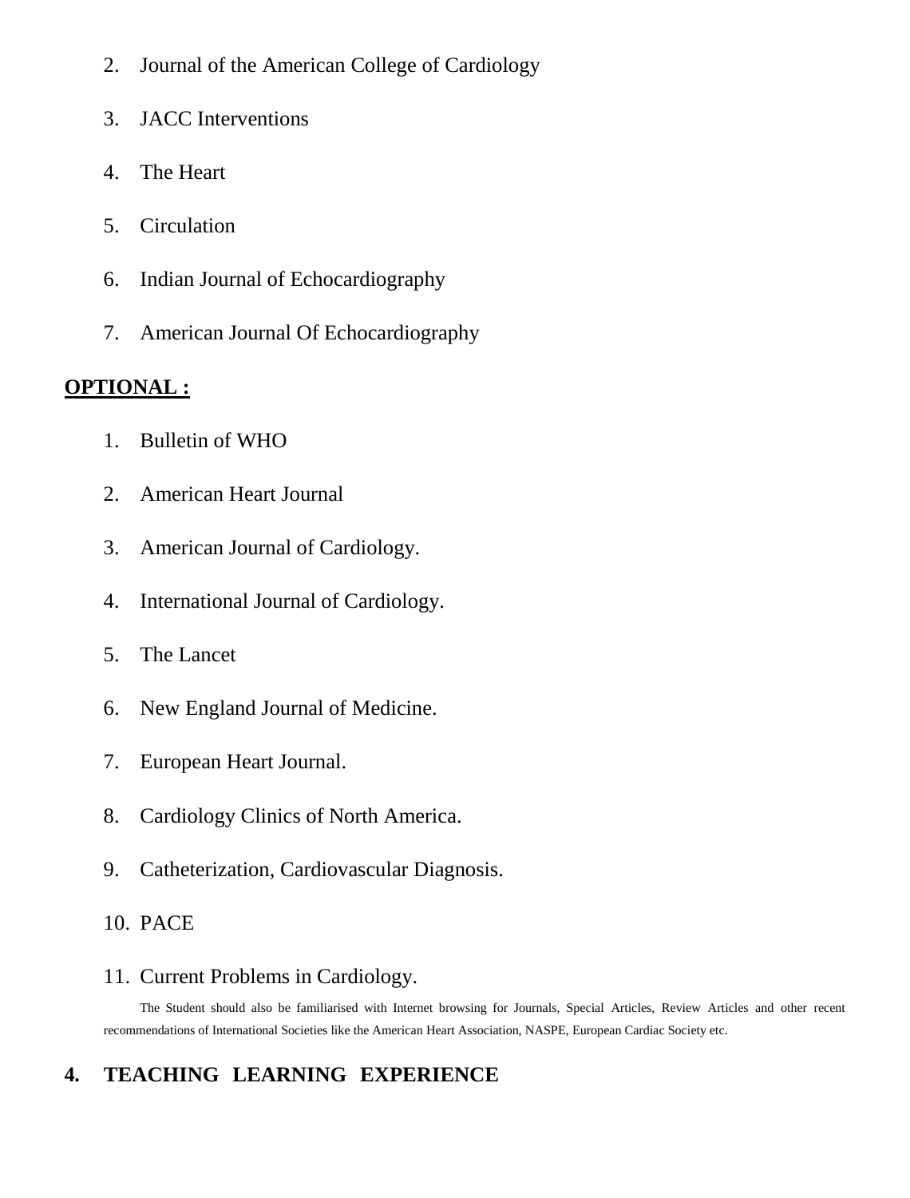2. Journal of the American College of Cardiology
3. JACC Interventions
4. The Heart
5. Circulation
6. Indian Journal of Echocardiography
7. American Journal Of Echocardiography

**OPTIONAL :**

1. Bulletin of WHO
2. American Heart Journal
3. American Journal of Cardiology.
4. International Journal of Cardiology.
5. The Lancet
6. New England Journal of Medicine.
7. European Heart Journal.
8. Cardiology Clinics of North America.
9. Catheterization, Cardiovascular Diagnosis.
10. PACE
11. Current Problems in Cardiology.

The Student should also be familiarised with Internet browsing for Journals, Special Articles, Review Articles and other recent recommendations of International Societies like the American Heart Association, NASPE, European Cardiac Society etc.

## 4. TEACHING LEARNING EXPERIENCE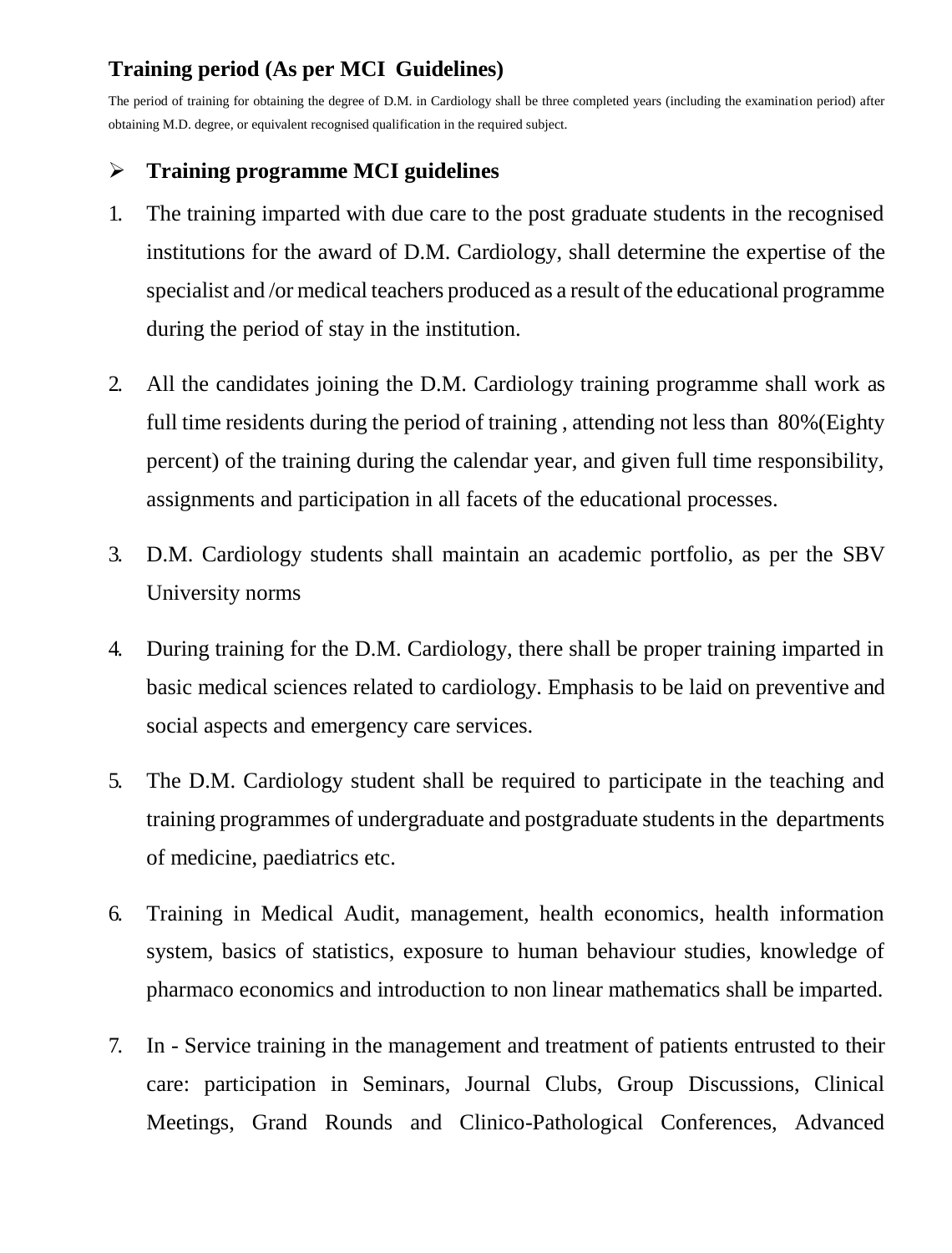### Training period (As per MCI Guidelines)

The period of training for obtaining the degree of D.M. in Cardiology shall be three completed years (including the examination period) after obtaining M.D. degree, or equivalent recognised qualification in the required subject.

- **Training programme MCI guidelines**

1. The training imparted with due care to the post graduate students in the recognised institutions for the award of D.M. Cardiology, shall determine the expertise of the specialist and /or medical teachers produced as a result of the educational programme during the period of stay in the institution.

2. All the candidates joining the D.M. Cardiology training programme shall work as full time residents during the period of training , attending not less than 80%(Eighty percent) of the training during the calendar year, and given full time responsibility, assignments and participation in all facets of the educational processes.

3. D.M. Cardiology students shall maintain an academic portfolio, as per the SBV University norms

4. During training for the D.M. Cardiology, there shall be proper training imparted in basic medical sciences related to cardiology. Emphasis to be laid on preventive and social aspects and emergency care services.

5. The D.M. Cardiology student shall be required to participate in the teaching and training programmes of undergraduate and postgraduate students in the departments of medicine, paediatrics etc.

6. Training in Medical Audit, management, health economics, health information system, basics of statistics, exposure to human behaviour studies, knowledge of pharmaco economics and introduction to non linear mathematics shall be imparted.

7. In - Service training in the management and treatment of patients entrusted to their care: participation in Seminars, Journal Clubs, Group Discussions, Clinical Meetings, Grand Rounds and Clinico-Pathological Conferences, Advanced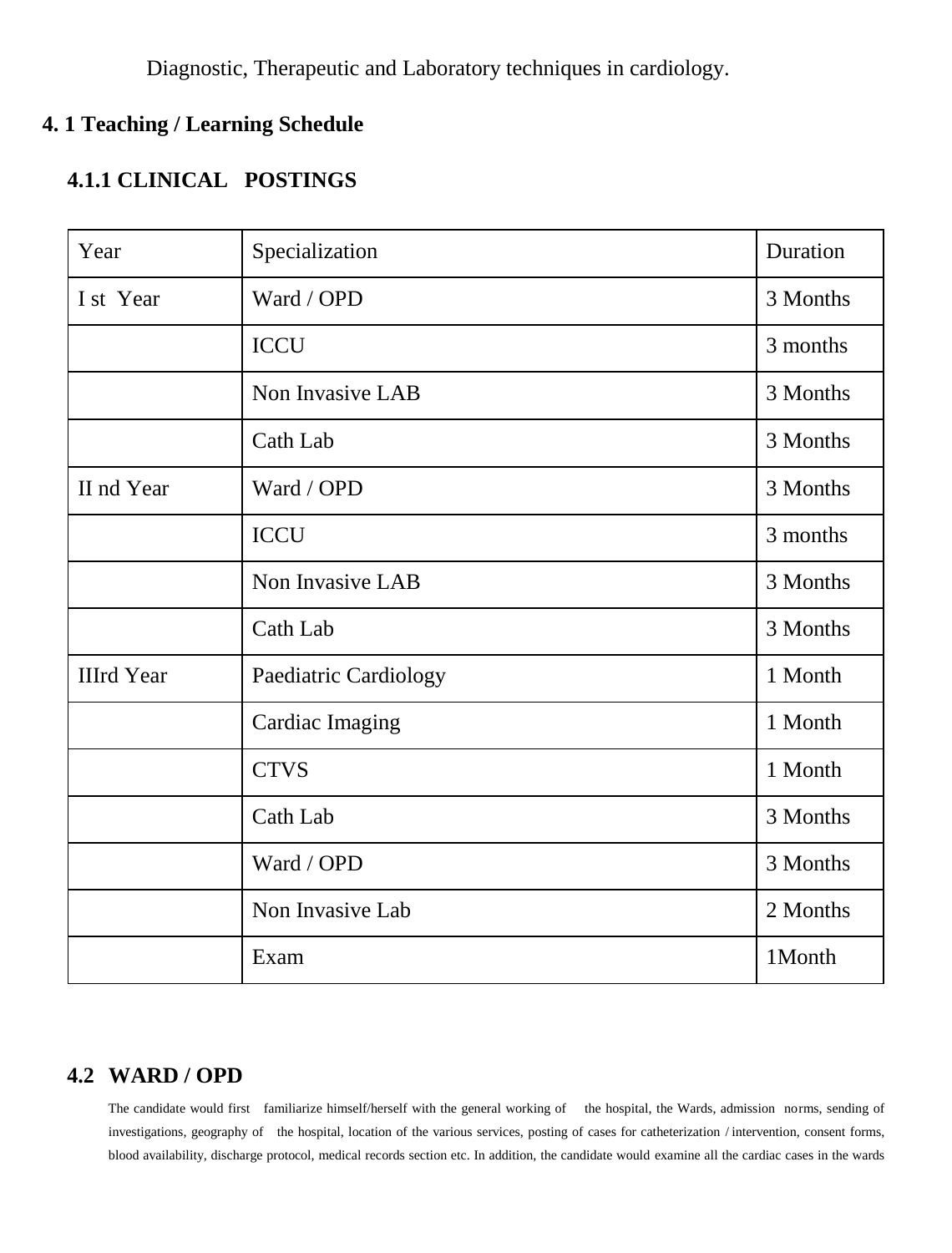Diagnostic, Therapeutic and Laboratory techniques in cardiology.

## 4. 1 Teaching / Learning Schedule

### 4.1.1 CLINICAL POSTINGS

| Year | Specialization | Duration |
| --- | --- | --- |
| I st Year | Ward / OPD | 3 Months |
| | ICCU | 3 months |
| | Non Invasive LAB | 3 Months |
| | Cath Lab | 3 Months |
| II nd Year | Ward / OPD | 3 Months |
| | ICCU | 3 months |
| | Non Invasive LAB | 3 Months |
| | Cath Lab | 3 Months |
| IIIrd Year | Paediatric Cardiology | 1 Month |
| | Cardiac Imaging | 1 Month |
| | CTVS | 1 Month |
| | Cath Lab | 3 Months |
| | Ward / OPD | 3 Months |
| | Non Invasive Lab | 2 Months |
| | Exam | 1Month |

### 4.2 WARD / OPD

The candidate would first familiarize himself/herself with the general working of the hospital, the Wards, admission norms, sending of investigations, geography of the hospital, location of the various services, posting of cases for catheterization / intervention, consent forms, blood availability, discharge protocol, medical records section etc. In addition, the candidate would examine all the cardiac cases in the wards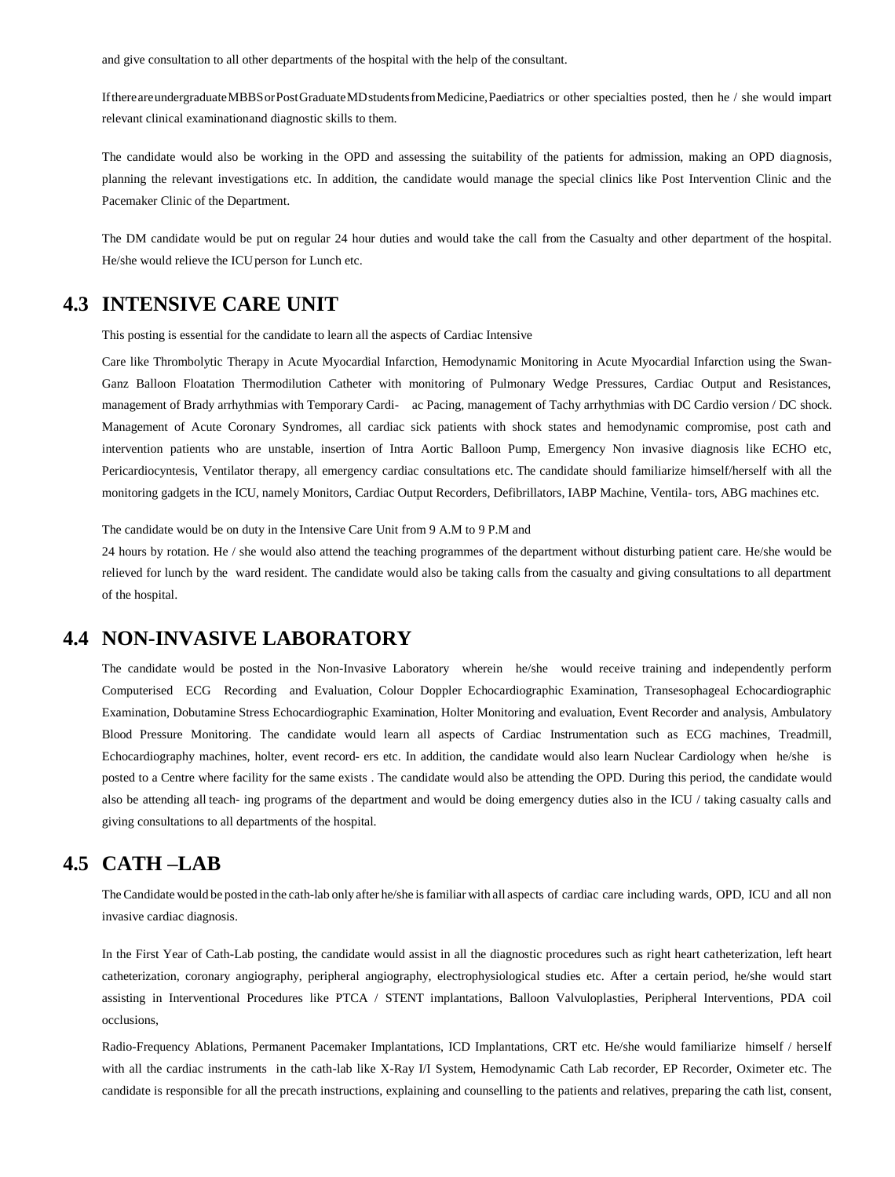and give consultation to all other departments of the hospital with the help of the consultant.

If there are undergraduate MBBS or Post Graduate MD students from Medicine, Paediatrics or other specialties posted, then he / she would impart relevant clinical examinationand diagnostic skills to them.

The candidate would also be working in the OPD and assessing the suitability of the patients for admission, making an OPD diagnosis, planning the relevant investigations etc. In addition, the candidate would manage the special clinics like Post Intervention Clinic and the Pacemaker Clinic of the Department.

The DM candidate would be put on regular 24 hour duties and would take the call from the Casualty and other department of the hospital. He/she would relieve the ICU person for Lunch etc.

## 4.3 INTENSIVE CARE UNIT

This posting is essential for the candidate to learn all the aspects of Cardiac Intensive

Care like Thrombolytic Therapy in Acute Myocardial Infarction, Hemodynamic Monitoring in Acute Myocardial Infarction using the Swan-Ganz Balloon Floatation Thermodilution Catheter with monitoring of Pulmonary Wedge Pressures, Cardiac Output and Resistances, management of Brady arrhythmias with Temporary Cardi- ac Pacing, management of Tachy arrhythmias with DC Cardio version / DC shock. Management of Acute Coronary Syndromes, all cardiac sick patients with shock states and hemodynamic compromise, post cath and intervention patients who are unstable, insertion of Intra Aortic Balloon Pump, Emergency Non invasive diagnosis like ECHO etc, Pericardiocyntesis, Ventilator therapy, all emergency cardiac consultations etc. The candidate should familiarize himself/herself with all the monitoring gadgets in the ICU, namely Monitors, Cardiac Output Recorders, Defibrillators, IABP Machine, Ventila- tors, ABG machines etc.

The candidate would be on duty in the Intensive Care Unit from 9 A.M to 9 P.M and

24 hours by rotation. He / she would also attend the teaching programmes of the department without disturbing patient care. He/she would be relieved for lunch by the ward resident. The candidate would also be taking calls from the casualty and giving consultations to all department of the hospital.

## 4.4 NON-INVASIVE LABORATORY

The candidate would be posted in the Non-Invasive Laboratory wherein he/she would receive training and independently perform Computerised ECG Recording and Evaluation, Colour Doppler Echocardiographic Examination, Transesophageal Echocardiographic Examination, Dobutamine Stress Echocardiographic Examination, Holter Monitoring and evaluation, Event Recorder and analysis, Ambulatory Blood Pressure Monitoring. The candidate would learn all aspects of Cardiac Instrumentation such as ECG machines, Treadmill, Echocardiography machines, holter, event record- ers etc. In addition, the candidate would also learn Nuclear Cardiology when he/she is posted to a Centre where facility for the same exists . The candidate would also be attending the OPD. During this period, the candidate would also be attending all teach- ing programs of the department and would be doing emergency duties also in the ICU / taking casualty calls and giving consultations to all departments of the hospital.

## 4.5 CATH –LAB

The Candidate would be posted in the cath-lab only after he/she is familiar with all aspects of cardiac care including wards, OPD, ICU and all non invasive cardiac diagnosis.

In the First Year of Cath-Lab posting, the candidate would assist in all the diagnostic procedures such as right heart catheterization, left heart catheterization, coronary angiography, peripheral angiography, electrophysiological studies etc. After a certain period, he/she would start assisting in Interventional Procedures like PTCA / STENT implantations, Balloon Valvuloplasties, Peripheral Interventions, PDA coil occlusions,

Radio-Frequency Ablations, Permanent Pacemaker Implantations, ICD Implantations, CRT etc. He/she would familiarize himself / herself with all the cardiac instruments in the cath-lab like X-Ray I/I System, Hemodynamic Cath Lab recorder, EP Recorder, Oximeter etc. The candidate is responsible for all the precath instructions, explaining and counselling to the patients and relatives, preparing the cath list, consent,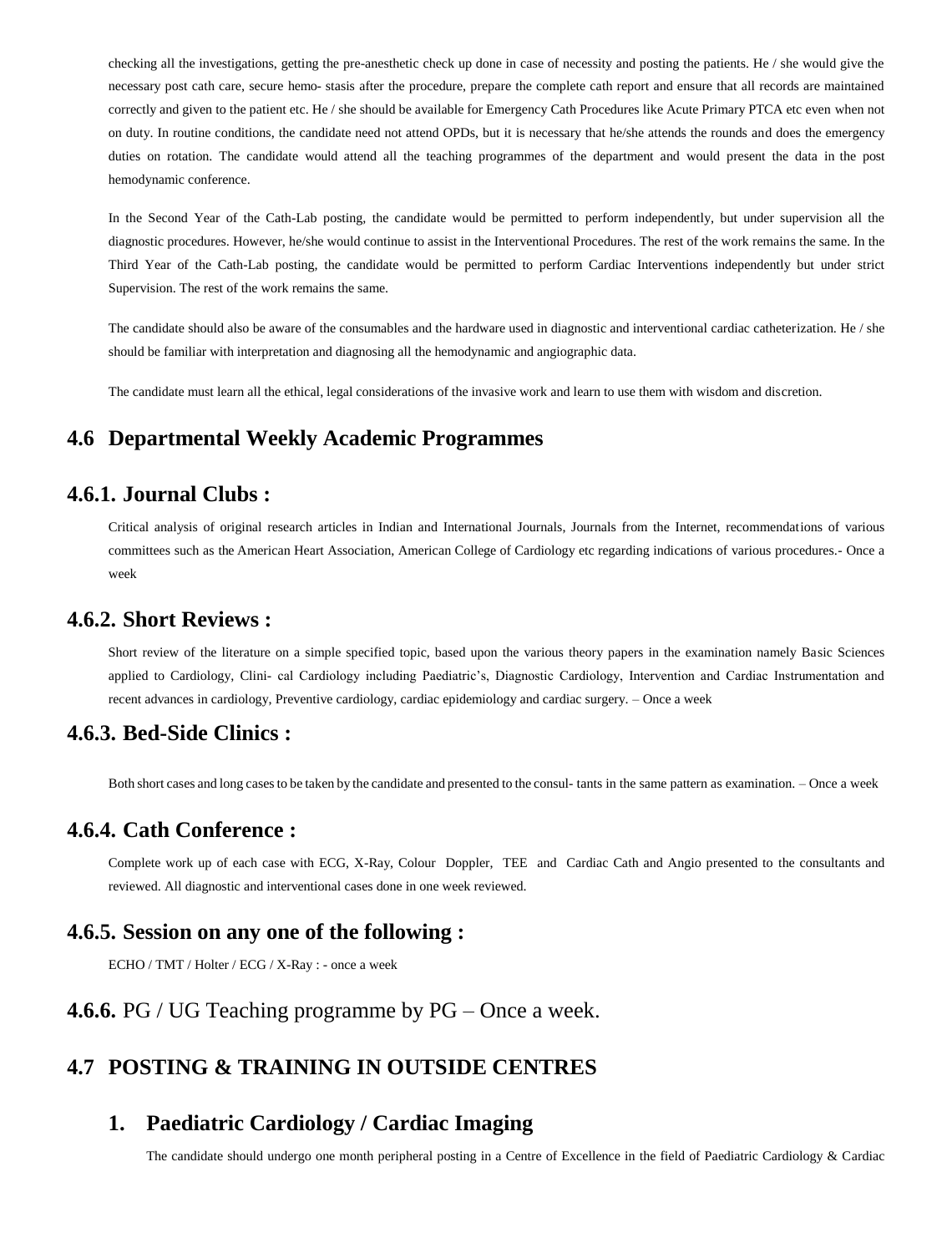checking all the investigations, getting the pre-anesthetic check up done in case of necessity and posting the patients. He / she would give the necessary post cath care, secure hemo- stasis after the procedure, prepare the complete cath report and ensure that all records are maintained correctly and given to the patient etc. He / she should be available for Emergency Cath Procedures like Acute Primary PTCA etc even when not on duty. In routine conditions, the candidate need not attend OPDs, but it is necessary that he/she attends the rounds and does the emergency duties on rotation. The candidate would attend all the teaching programmes of the department and would present the data in the post hemodynamic conference.

In the Second Year of the Cath-Lab posting, the candidate would be permitted to perform independently, but under supervision all the diagnostic procedures. However, he/she would continue to assist in the Interventional Procedures. The rest of the work remains the same. In the Third Year of the Cath-Lab posting, the candidate would be permitted to perform Cardiac Interventions independently but under strict Supervision. The rest of the work remains the same.

The candidate should also be aware of the consumables and the hardware used in diagnostic and interventional cardiac catheterization. He / she should be familiar with interpretation and diagnosing all the hemodynamic and angiographic data.

The candidate must learn all the ethical, legal considerations of the invasive work and learn to use them with wisdom and discretion.

## 4.6 Departmental Weekly Academic Programmes

### 4.6.1. Journal Clubs :

Critical analysis of original research articles in Indian and International Journals, Journals from the Internet, recommendations of various committees such as the American Heart Association, American College of Cardiology etc regarding indications of various procedures.- Once a week

### 4.6.2. Short Reviews :

Short review of the literature on a simple specified topic, based upon the various theory papers in the examination namely Basic Sciences applied to Cardiology, Clini- cal Cardiology including Paediatric's, Diagnostic Cardiology, Intervention and Cardiac Instrumentation and recent advances in cardiology, Preventive cardiology, cardiac epidemiology and cardiac surgery. – Once a week

### 4.6.3. Bed-Side Clinics :

Both short cases and long cases to be taken by the candidate and presented to the consul- tants in the same pattern as examination. – Once a week

### 4.6.4. Cath Conference :

Complete work up of each case with ECG, X-Ray, Colour Doppler, TEE and Cardiac Cath and Angio presented to the consultants and reviewed. All diagnostic and interventional cases done in one week reviewed.

### 4.6.5. Session on any one of the following :

ECHO / TMT / Holter / ECG / X-Ray : - once a week

### **4.6.6.** PG / UG Teaching programme by PG – Once a week.

## 4.7 POSTING & TRAINING IN OUTSIDE CENTRES

### 1. Paediatric Cardiology / Cardiac Imaging

The candidate should undergo one month peripheral posting in a Centre of Excellence in the field of Paediatric Cardiology & Cardiac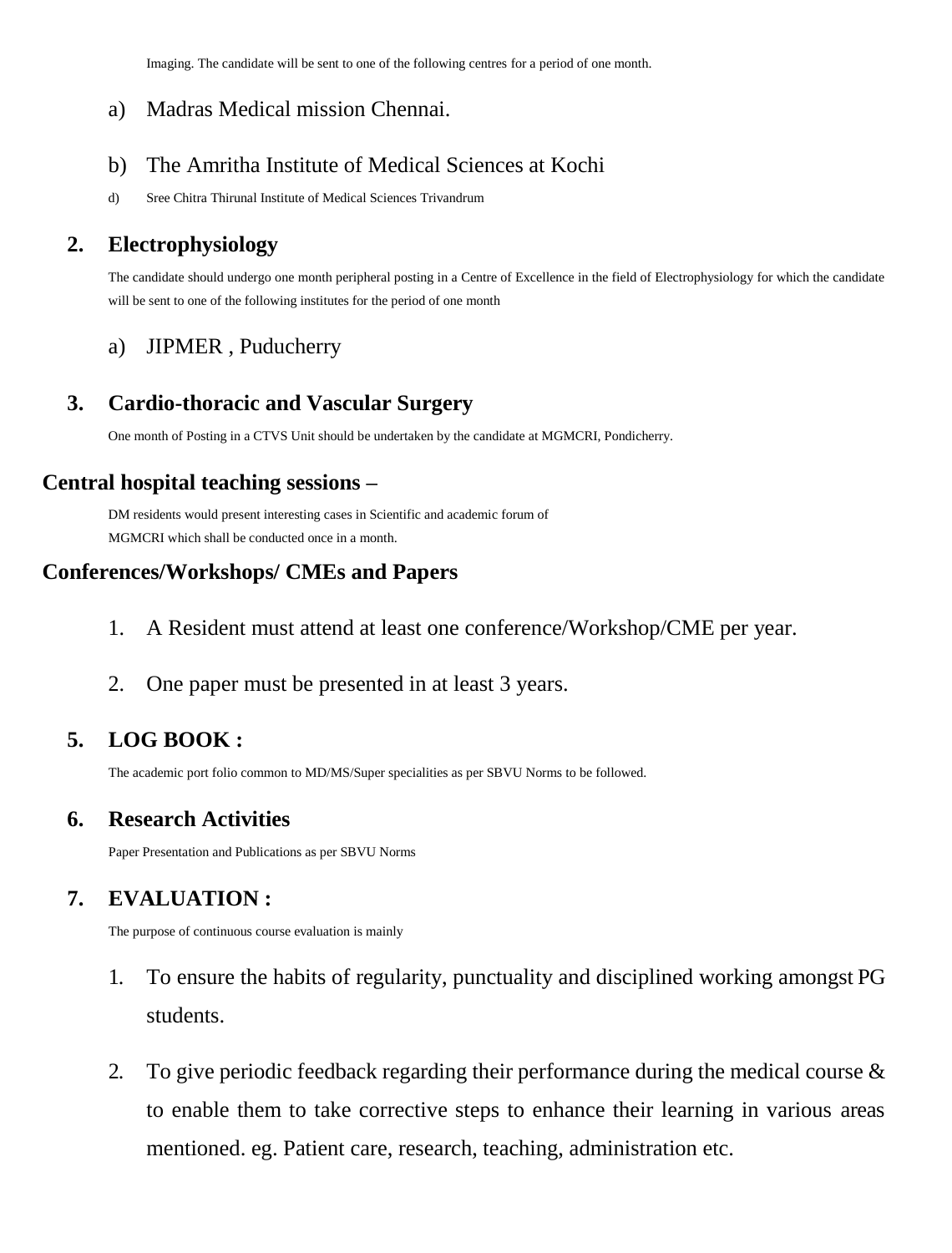Imaging. The candidate will be sent to one of the following centres for a period of one month.

a) Madras Medical mission Chennai.

b) The Amritha Institute of Medical Sciences at Kochi

d) Sree Chitra Thirunal Institute of Medical Sciences Trivandrum

## 2. Electrophysiology

The candidate should undergo one month peripheral posting in a Centre of Excellence in the field of Electrophysiology for which the candidate will be sent to one of the following institutes for the period of one month

a) JIPMER , Puducherry

## 3. Cardio-thoracic and Vascular Surgery

One month of Posting in a CTVS Unit should be undertaken by the candidate at MGMCRI, Pondicherry.

## Central hospital teaching sessions –

DM residents would present interesting cases in Scientific and academic forum of MGMCRI which shall be conducted once in a month.

## Conferences/Workshops/ CMEs and Papers

1. A Resident must attend at least one conference/Workshop/CME per year.
2. One paper must be presented in at least 3 years.

## 5. LOG BOOK :

The academic port folio common to MD/MS/Super specialities as per SBVU Norms to be followed.

## 6. Research Activities

Paper Presentation and Publications as per SBVU Norms

## 7. EVALUATION :

The purpose of continuous course evaluation is mainly

1. To ensure the habits of regularity, punctuality and disciplined working amongst PG students.
2. To give periodic feedback regarding their performance during the medical course & to enable them to take corrective steps to enhance their learning in various areas mentioned. eg. Patient care, research, teaching, administration etc.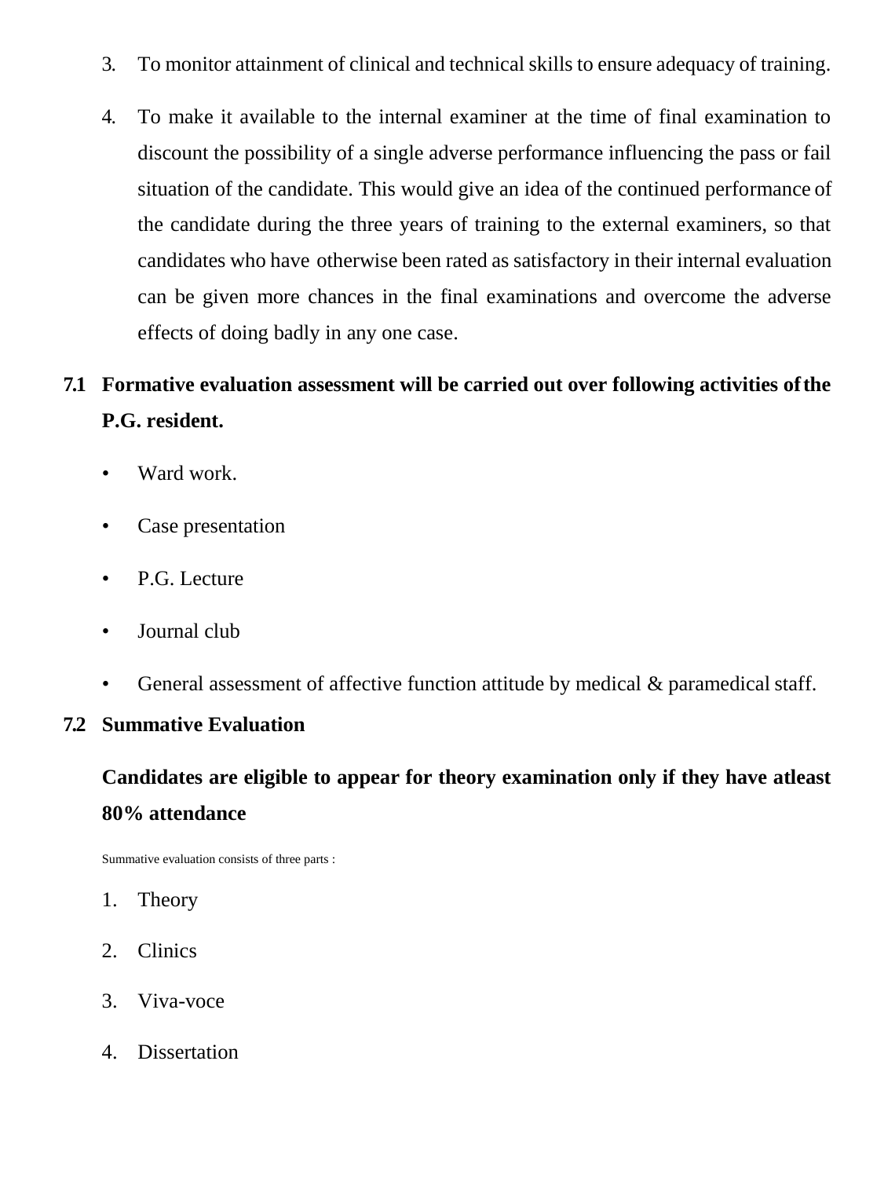3. To monitor attainment of clinical and technical skills to ensure adequacy of training.

4. To make it available to the internal examiner at the time of final examination to discount the possibility of a single adverse performance influencing the pass or fail situation of the candidate. This would give an idea of the continued performance of the candidate during the three years of training to the external examiners, so that candidates who have otherwise been rated as satisfactory in their internal evaluation can be given more chances in the final examinations and overcome the adverse effects of doing badly in any one case.

## 7.1 Formative evaluation assessment will be carried out over following activities of the P.G. resident.

- Ward work.
- Case presentation
- P.G. Lecture
- Journal club
- General assessment of affective function attitude by medical & paramedical staff.

## 7.2 Summative Evaluation

**Candidates are eligible to appear for theory examination only if they have atleast 80% attendance**

Summative evaluation consists of three parts :

1. Theory
2. Clinics
3. Viva-voce
4. Dissertation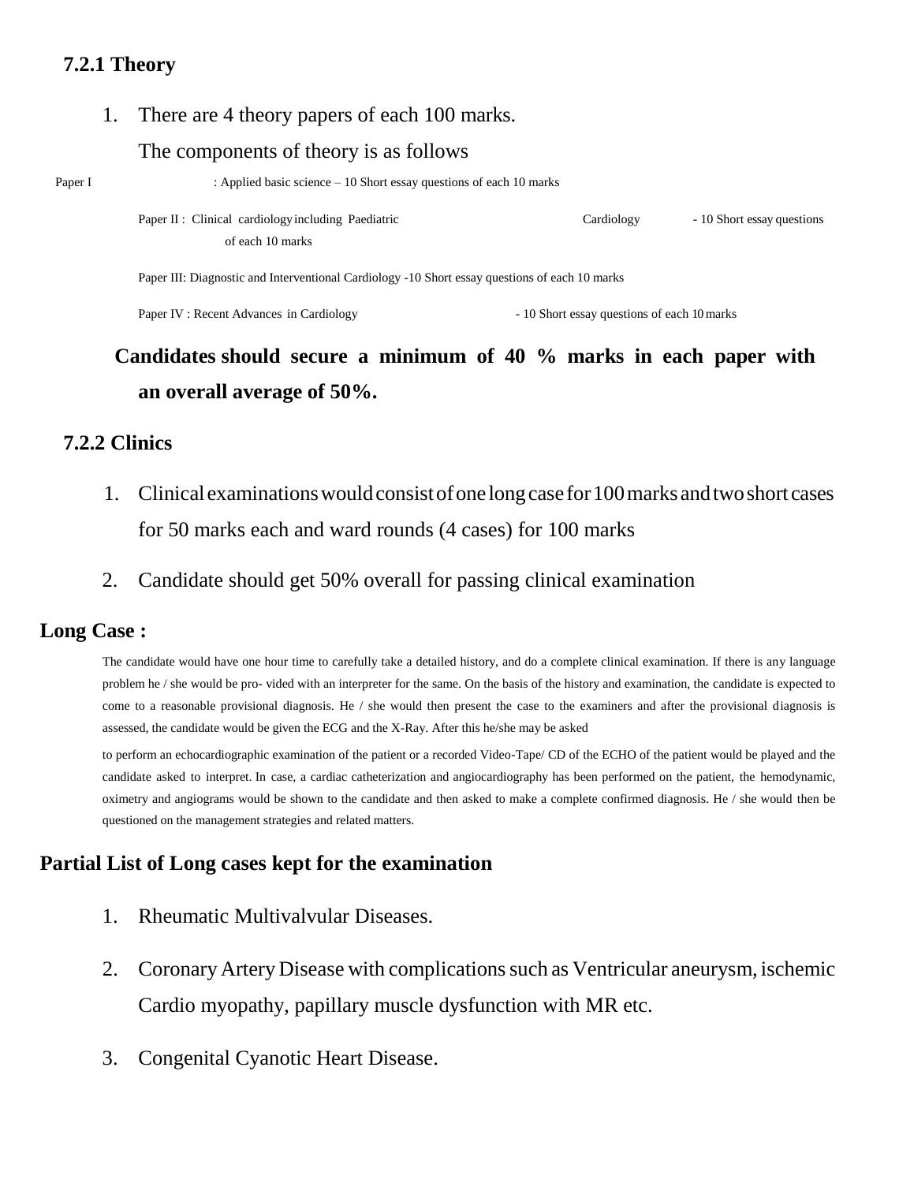### 7.2.1 Theory

1. There are 4 theory papers of each 100 marks.

   The components of theory is as follows

Paper I : Applied basic science – 10 Short essay questions of each 10 marks

Paper II : Clinical cardiology including Paediatric Cardiology - 10 Short essay questions of each 10 marks

Paper III: Diagnostic and Interventional Cardiology -10 Short essay questions of each 10 marks

Paper IV : Recent Advances in Cardiology - 10 Short essay questions of each 10 marks

**Candidates should secure a minimum of 40 % marks in each paper with an overall average of 50%.**

### 7.2.2 Clinics

1. Clinical examinations would consist of one long case for 100 marks and two short cases for 50 marks each and ward rounds (4 cases) for 100 marks
2. Candidate should get 50% overall for passing clinical examination

**Long Case :**

The candidate would have one hour time to carefully take a detailed history, and do a complete clinical examination. If there is any language problem he / she would be pro- vided with an interpreter for the same. On the basis of the history and examination, the candidate is expected to come to a reasonable provisional diagnosis. He / she would then present the case to the examiners and after the provisional diagnosis is assessed, the candidate would be given the ECG and the X-Ray. After this he/she may be asked

to perform an echocardiographic examination of the patient or a recorded Video-Tape/ CD of the ECHO of the patient would be played and the candidate asked to interpret. In case, a cardiac catheterization and angiocardiography has been performed on the patient, the hemodynamic, oximetry and angiograms would be shown to the candidate and then asked to make a complete confirmed diagnosis. He / she would then be questioned on the management strategies and related matters.

**Partial List of Long cases kept for the examination**

1. Rheumatic Multivalvular Diseases.
2. Coronary Artery Disease with complications such as Ventricular aneurysm, ischemic Cardio myopathy, papillary muscle dysfunction with MR etc.
3. Congenital Cyanotic Heart Disease.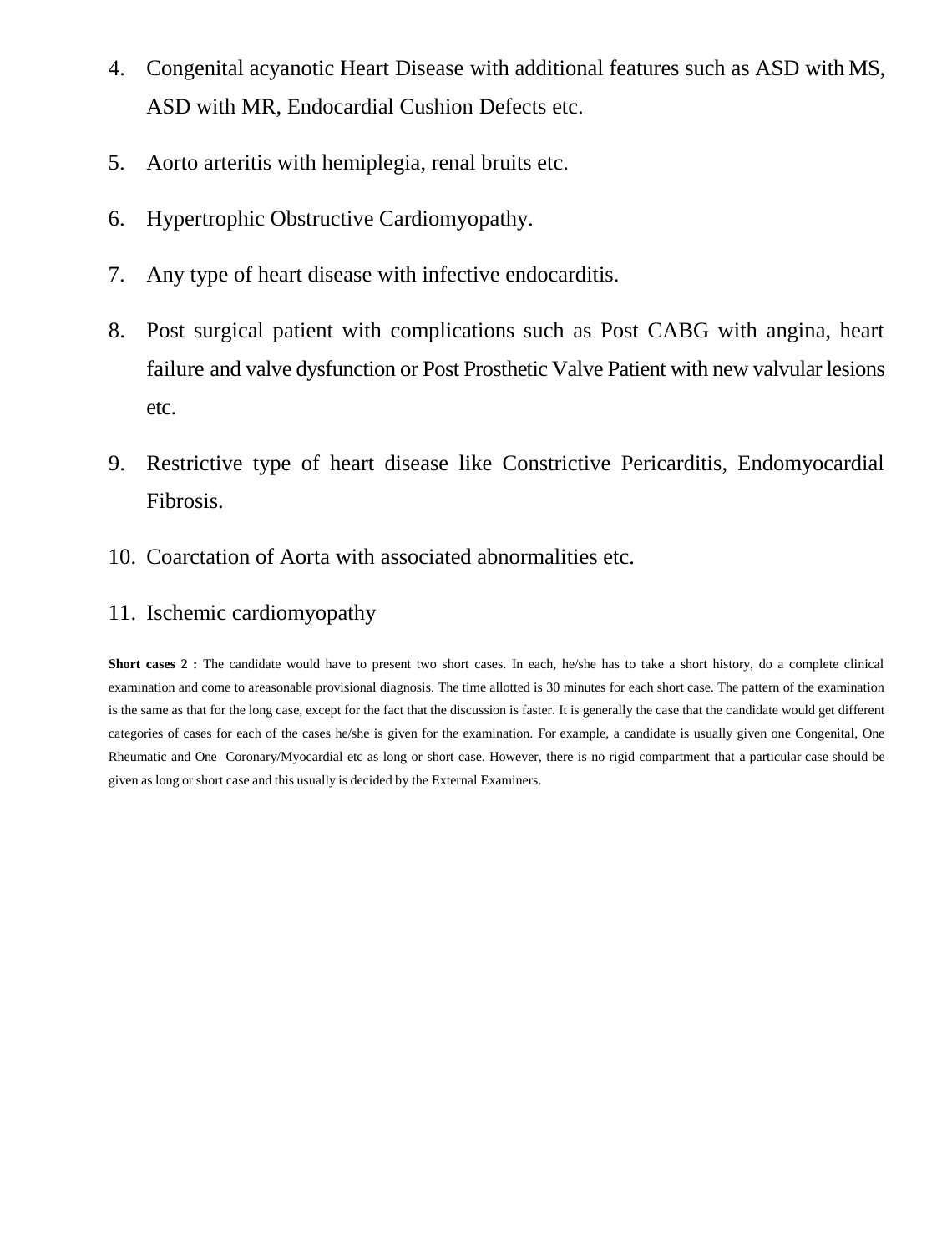4. Congenital acyanotic Heart Disease with additional features such as ASD with MS, ASD with MR, Endocardial Cushion Defects etc.

5. Aorto arteritis with hemiplegia, renal bruits etc.

6. Hypertrophic Obstructive Cardiomyopathy.

7. Any type of heart disease with infective endocarditis.

8. Post surgical patient with complications such as Post CABG with angina, heart failure and valve dysfunction or Post Prosthetic Valve Patient with new valvular lesions etc.

9. Restrictive type of heart disease like Constrictive Pericarditis, Endomyocardial Fibrosis.

10. Coarctation of Aorta with associated abnormalities etc.

11. Ischemic cardiomyopathy

**Short cases 2 :** The candidate would have to present two short cases. In each, he/she has to take a short history, do a complete clinical examination and come to areasonable provisional diagnosis. The time allotted is 30 minutes for each short case. The pattern of the examination is the same as that for the long case, except for the fact that the discussion is faster. It is generally the case that the candidate would get different categories of cases for each of the cases he/she is given for the examination. For example, a candidate is usually given one Congenital, One Rheumatic and One Coronary/Myocardial etc as long or short case. However, there is no rigid compartment that a particular case should be given as long or short case and this usually is decided by the External Examiners.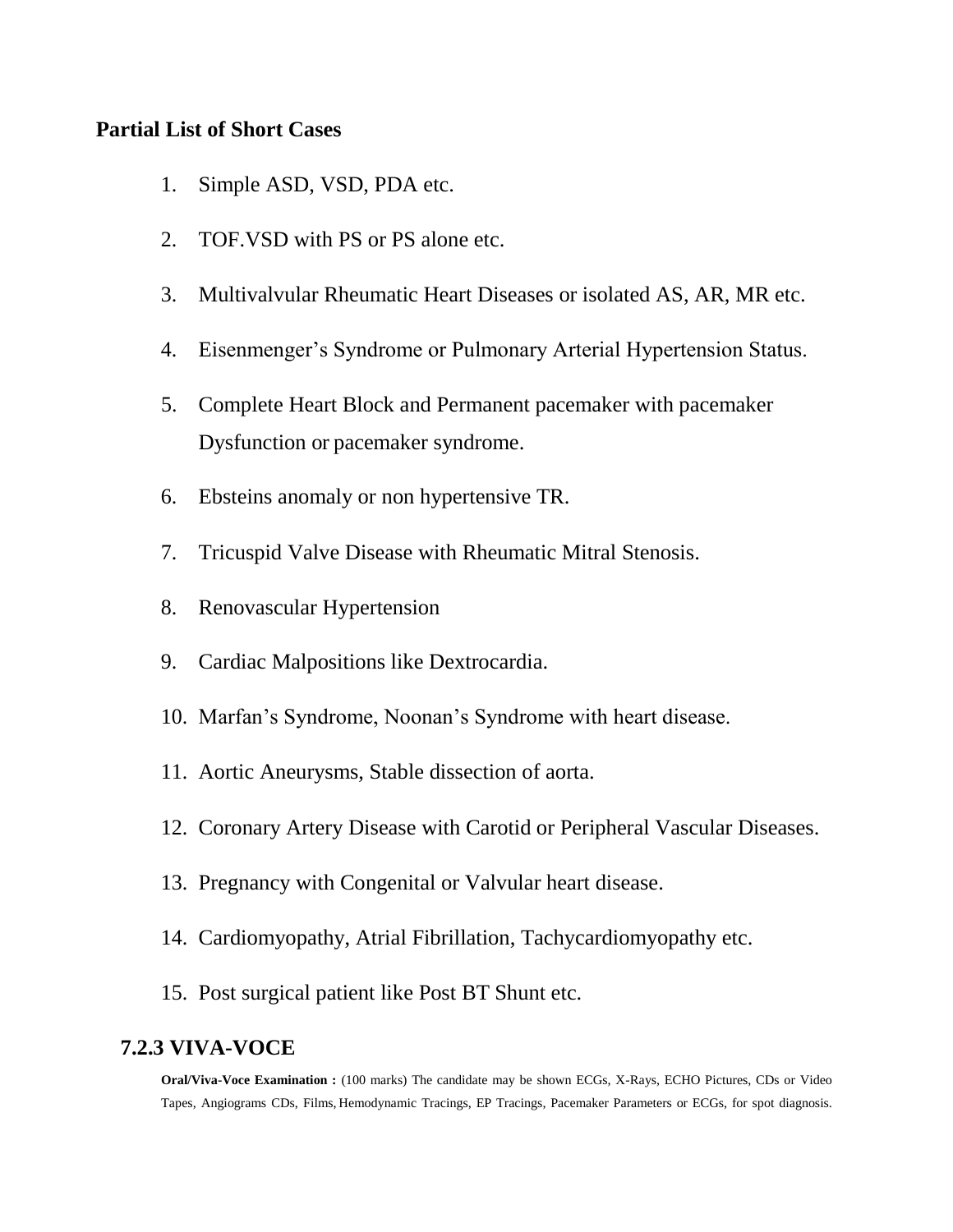**Partial List of Short Cases**

1. Simple ASD, VSD, PDA etc.
2. TOF.VSD with PS or PS alone etc.
3. Multivalvular Rheumatic Heart Diseases or isolated AS, AR, MR etc.
4. Eisenmenger's Syndrome or Pulmonary Arterial Hypertension Status.
5. Complete Heart Block and Permanent pacemaker with pacemaker Dysfunction or pacemaker syndrome.
6. Ebsteins anomaly or non hypertensive TR.
7. Tricuspid Valve Disease with Rheumatic Mitral Stenosis.
8. Renovascular Hypertension
9. Cardiac Malpositions like Dextrocardia.
10. Marfan's Syndrome, Noonan's Syndrome with heart disease.
11. Aortic Aneurysms, Stable dissection of aorta.
12. Coronary Artery Disease with Carotid or Peripheral Vascular Diseases.
13. Pregnancy with Congenital or Valvular heart disease.
14. Cardiomyopathy, Atrial Fibrillation, Tachycardiomyopathy etc.
15. Post surgical patient like Post BT Shunt etc.

### 7.2.3 VIVA-VOCE

**Oral/Viva-Voce Examination :** (100 marks) The candidate may be shown ECGs, X-Rays, ECHO Pictures, CDs or Video Tapes, Angiograms CDs, Films, Hemodynamic Tracings, EP Tracings, Pacemaker Parameters or ECGs, for spot diagnosis.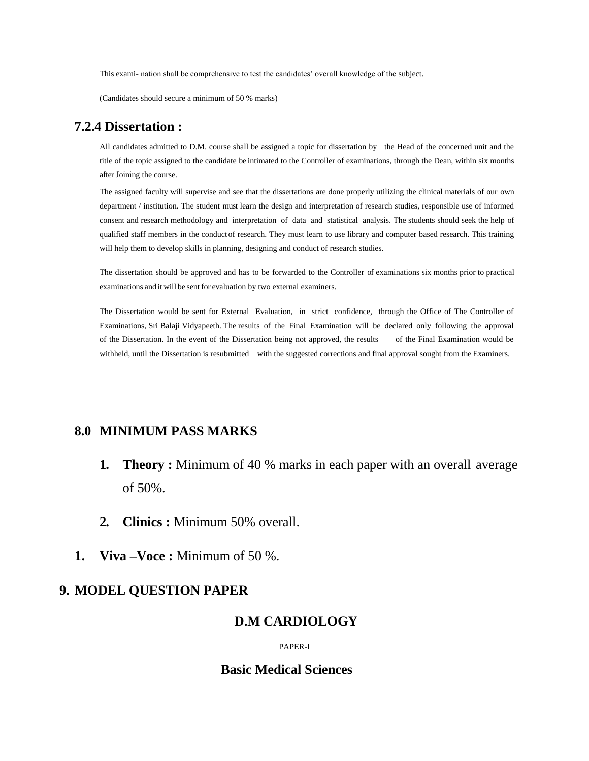This exami- nation shall be comprehensive to test the candidates' overall knowledge of the subject.

(Candidates should secure a minimum of 50 % marks)

### 7.2.4 Dissertation :

All candidates admitted to D.M. course shall be assigned a topic for dissertation by the Head of the concerned unit and the title of the topic assigned to the candidate be intimated to the Controller of examinations, through the Dean, within six months after Joining the course.

The assigned faculty will supervise and see that the dissertations are done properly utilizing the clinical materials of our own department / institution. The student must learn the design and interpretation of research studies, responsible use of informed consent and research methodology and interpretation of data and statistical analysis. The students should seek the help of qualified staff members in the conduct of research. They must learn to use library and computer based research. This training will help them to develop skills in planning, designing and conduct of research studies.

The dissertation should be approved and has to be forwarded to the Controller of examinations six months prior to practical examinations and it will be sent for evaluation by two external examiners.

The Dissertation would be sent for External Evaluation, in strict confidence, through the Office of The Controller of Examinations, Sri Balaji Vidyapeeth. The results of the Final Examination will be declared only following the approval of the Dissertation. In the event of the Dissertation being not approved, the results of the Final Examination would be withheld, until the Dissertation is resubmitted with the suggested corrections and final approval sought from the Examiners.

## 8.0 MINIMUM PASS MARKS

1. **Theory :** Minimum of 40 % marks in each paper with an overall average of 50%.
2. **Clinics :** Minimum 50% overall.

1. **Viva –Voce :** Minimum of 50 %.

## 9. MODEL QUESTION PAPER

### D.M CARDIOLOGY

PAPER-I

### Basic Medical Sciences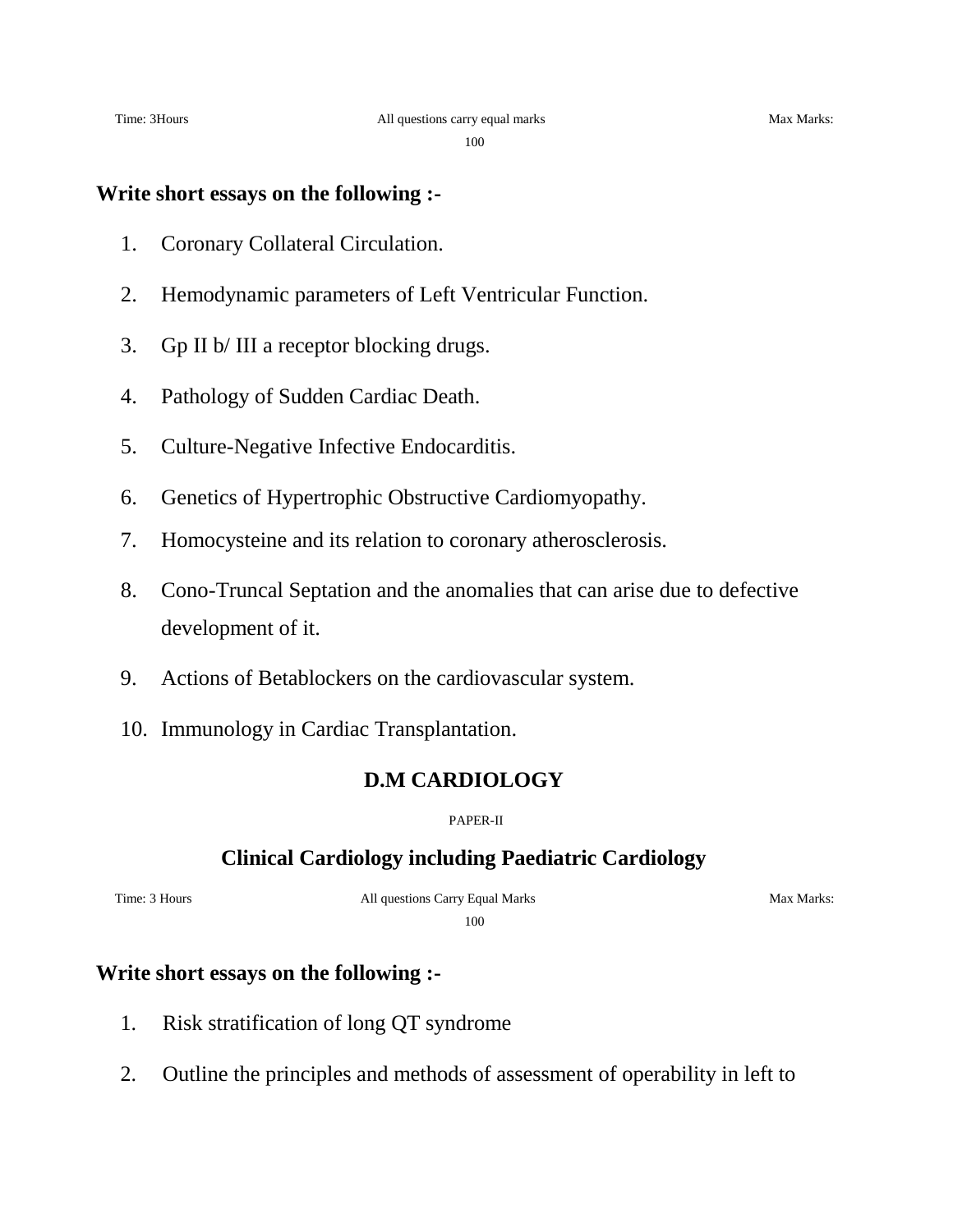Time: 3Hours All questions carry equal marks Max Marks: 100

**Write short essays on the following :-**

1. Coronary Collateral Circulation.
2. Hemodynamic parameters of Left Ventricular Function.
3. Gp II b/ III a receptor blocking drugs.
4. Pathology of Sudden Cardiac Death.
5. Culture-Negative Infective Endocarditis.
6. Genetics of Hypertrophic Obstructive Cardiomyopathy.
7. Homocysteine and its relation to coronary atherosclerosis.
8. Cono-Truncal Septation and the anomalies that can arise due to defective development of it.
9. Actions of Betablockers on the cardiovascular system.
10. Immunology in Cardiac Transplantation.

## D.M CARDIOLOGY

PAPER-II

## Clinical Cardiology including Paediatric Cardiology

Time: 3 Hours All questions Carry Equal Marks Max Marks: 100

**Write short essays on the following :-**

1. Risk stratification of long QT syndrome
2. Outline the principles and methods of assessment of operability in left to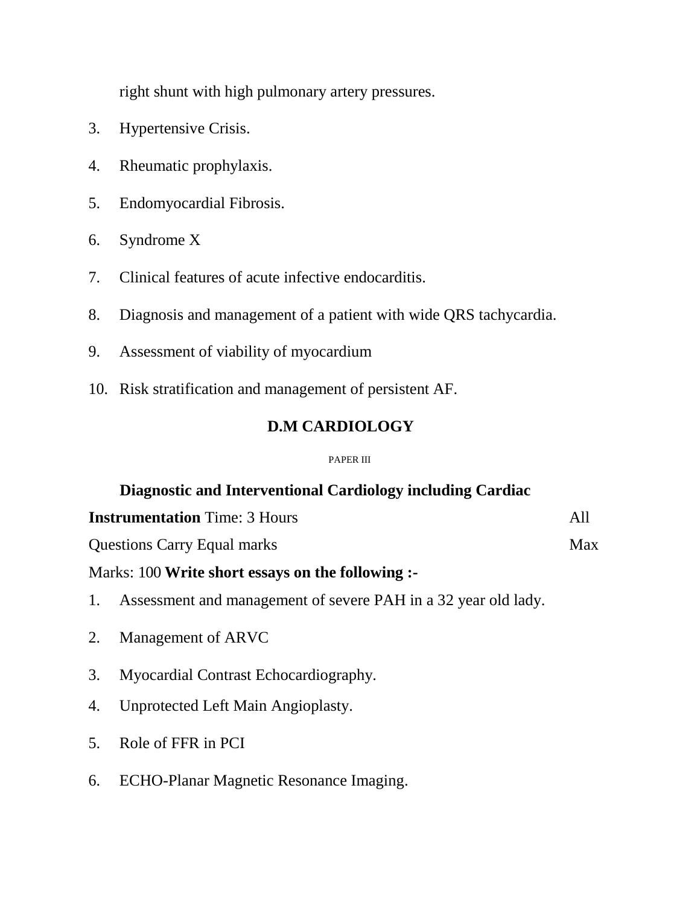right shunt with high pulmonary artery pressures.

3. Hypertensive Crisis.
4. Rheumatic prophylaxis.
5. Endomyocardial Fibrosis.
6. Syndrome X
7. Clinical features of acute infective endocarditis.
8. Diagnosis and management of a patient with wide QRS tachycardia.
9. Assessment of viability of myocardium
10. Risk stratification and management of persistent AF.

## D.M CARDIOLOGY

PAPER III

**Diagnostic and Interventional Cardiology including Cardiac Instrumentation** Time: 3 Hours All Questions Carry Equal marks Max Marks: 100 **Write short essays on the following :-**

1. Assessment and management of severe PAH in a 32 year old lady.
2. Management of ARVC
3. Myocardial Contrast Echocardiography.
4. Unprotected Left Main Angioplasty.
5. Role of FFR in PCI
6. ECHO-Planar Magnetic Resonance Imaging.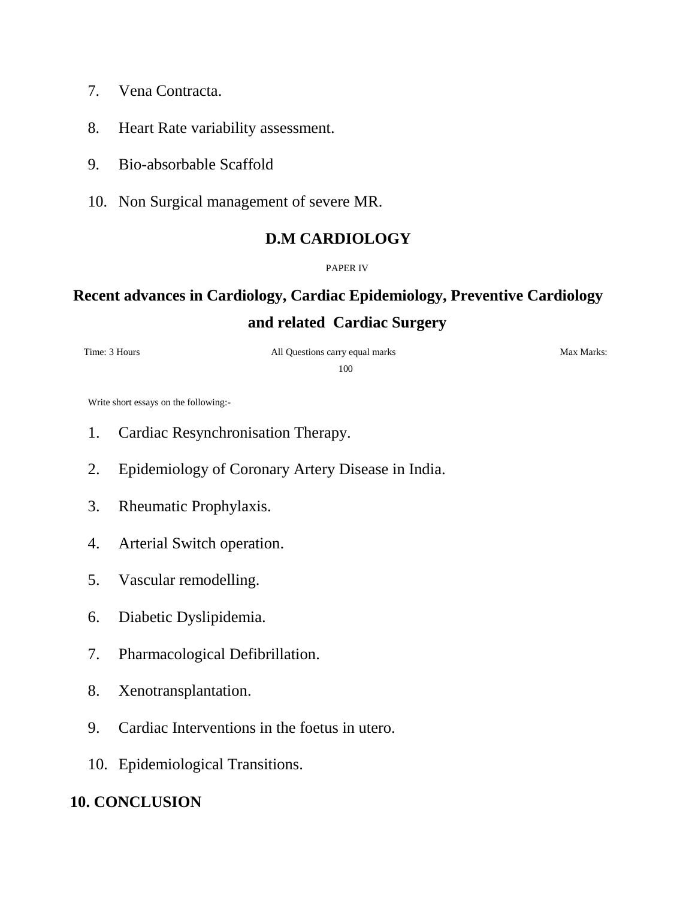7. Vena Contracta.
8. Heart Rate variability assessment.
9. Bio-absorbable Scaffold
10. Non Surgical management of severe MR.

## D.M CARDIOLOGY

PAPER IV

## Recent advances in Cardiology, Cardiac Epidemiology, Preventive Cardiology and related Cardiac Surgery

Time: 3 Hours All Questions carry equal marks Max Marks: 100

Write short essays on the following:-

1. Cardiac Resynchronisation Therapy.
2. Epidemiology of Coronary Artery Disease in India.
3. Rheumatic Prophylaxis.
4. Arterial Switch operation.
5. Vascular remodelling.
6. Diabetic Dyslipidemia.
7. Pharmacological Defibrillation.
8. Xenotransplantation.
9. Cardiac Interventions in the foetus in utero.
10. Epidemiological Transitions.

## 10. CONCLUSION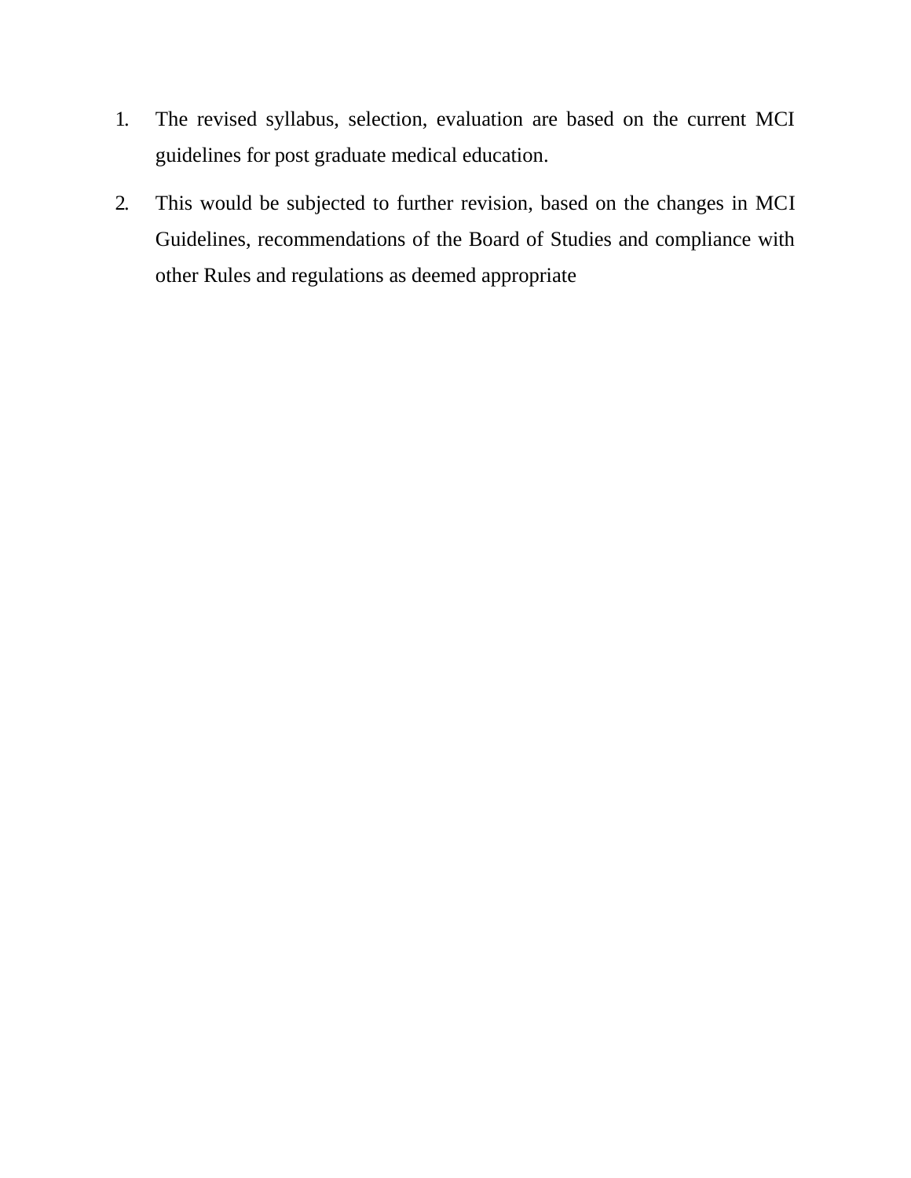1. The revised syllabus, selection, evaluation are based on the current MCI guidelines for post graduate medical education.
2. This would be subjected to further revision, based on the changes in MCI Guidelines, recommendations of the Board of Studies and compliance with other Rules and regulations as deemed appropriate